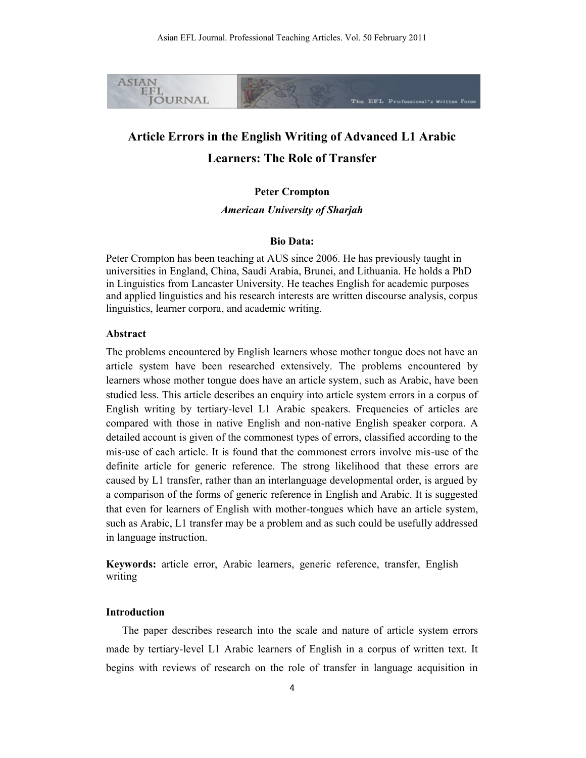# Article Errors in the English Writing of Advanced L1 Arabic Learners: The Role of Transfer

**Peter Crompton**

***American University of Sharjah***

**Bio Data:**

Peter Crompton has been teaching at AUS since 2006. He has previously taught in universities in England, China, Saudi Arabia, Brunei, and Lithuania. He holds a PhD in Linguistics from Lancaster University. He teaches English for academic purposes and applied linguistics and his research interests are written discourse analysis, corpus linguistics, learner corpora, and academic writing.

## Abstract

The problems encountered by English learners whose mother tongue does not have an article system have been researched extensively. The problems encountered by learners whose mother tongue does have an article system, such as Arabic, have been studied less. This article describes an enquiry into article system errors in a corpus of English writing by tertiary-level L1 Arabic speakers. Frequencies of articles are compared with those in native English and non-native English speaker corpora. A detailed account is given of the commonest types of errors, classified according to the mis-use of each article. It is found that the commonest errors involve mis-use of the definite article for generic reference. The strong likelihood that these errors are caused by L1 transfer, rather than an interlanguage developmental order, is argued by a comparison of the forms of generic reference in English and Arabic. It is suggested that even for learners of English with mother-tongues which have an article system, such as Arabic, L1 transfer may be a problem and as such could be usefully addressed in language instruction.

**Keywords:** article error, Arabic learners, generic reference, transfer, English writing

## Introduction

The paper describes research into the scale and nature of article system errors made by tertiary-level L1 Arabic learners of English in a corpus of written text. It begins with reviews of research on the role of transfer in language acquisition in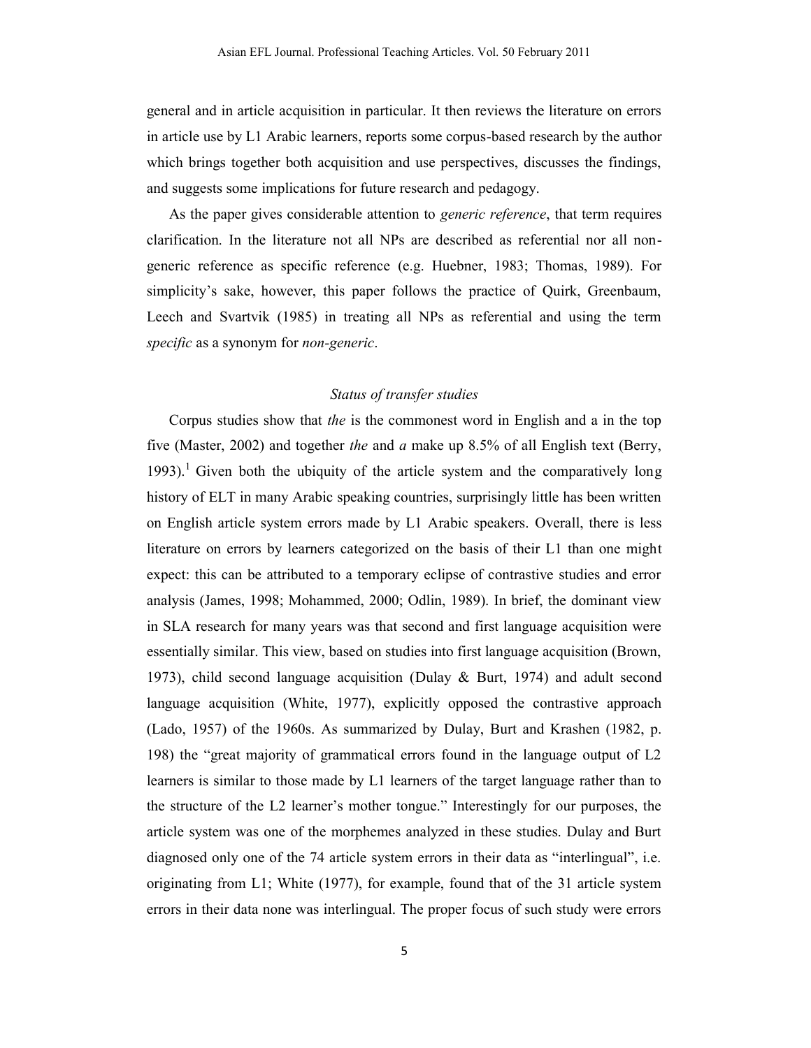general and in article acquisition in particular. It then reviews the literature on errors in article use by L1 Arabic learners, reports some corpus-based research by the author which brings together both acquisition and use perspectives, discusses the findings, and suggests some implications for future research and pedagogy.

As the paper gives considerable attention to *generic reference*, that term requires clarification. In the literature not all NPs are described as referential nor all non-generic reference as specific reference (e.g. Huebner, 1983; Thomas, 1989). For simplicity's sake, however, this paper follows the practice of Quirk, Greenbaum, Leech and Svartvik (1985) in treating all NPs as referential and using the term *specific* as a synonym for *non-generic*.

### *Status of transfer studies*

Corpus studies show that *the* is the commonest word in English and a in the top five (Master, 2002) and together *the* and *a* make up 8.5% of all English text (Berry, 1993).[1] Given both the ubiquity of the article system and the comparatively long history of ELT in many Arabic speaking countries, surprisingly little has been written on English article system errors made by L1 Arabic speakers. Overall, there is less literature on errors by learners categorized on the basis of their L1 than one might expect: this can be attributed to a temporary eclipse of contrastive studies and error analysis (James, 1998; Mohammed, 2000; Odlin, 1989). In brief, the dominant view in SLA research for many years was that second and first language acquisition were essentially similar. This view, based on studies into first language acquisition (Brown, 1973), child second language acquisition (Dulay & Burt, 1974) and adult second language acquisition (White, 1977), explicitly opposed the contrastive approach (Lado, 1957) of the 1960s. As summarized by Dulay, Burt and Krashen (1982, p. 198) the "great majority of grammatical errors found in the language output of L2 learners is similar to those made by L1 learners of the target language rather than to the structure of the L2 learner's mother tongue." Interestingly for our purposes, the article system was one of the morphemes analyzed in these studies. Dulay and Burt diagnosed only one of the 74 article system errors in their data as "interlingual", i.e. originating from L1; White (1977), for example, found that of the 31 article system errors in their data none was interlingual. The proper focus of such study were errors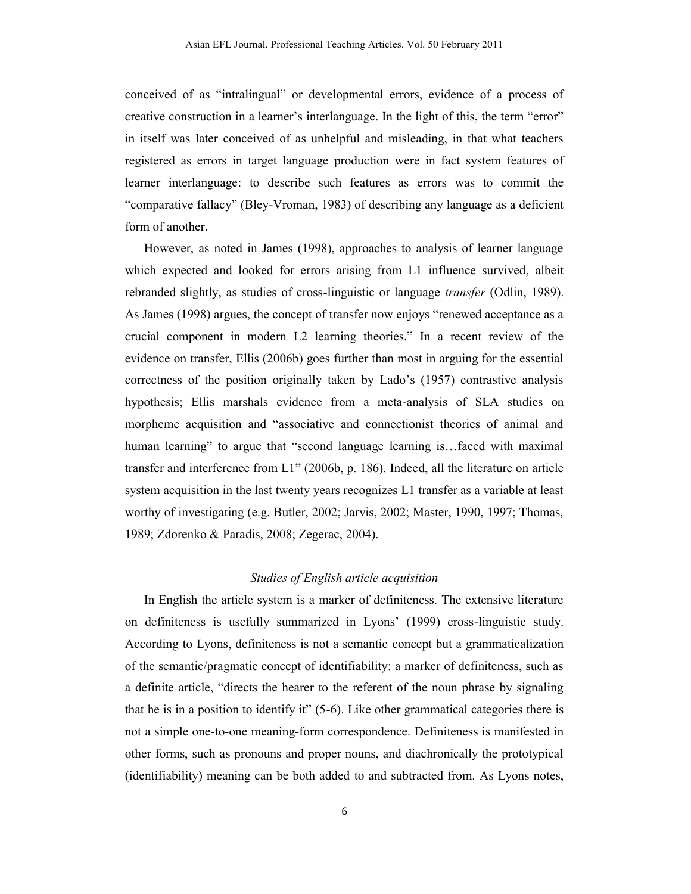conceived of as "intralingual" or developmental errors, evidence of a process of creative construction in a learner's interlanguage. In the light of this, the term "error" in itself was later conceived of as unhelpful and misleading, in that what teachers registered as errors in target language production were in fact system features of learner interlanguage: to describe such features as errors was to commit the "comparative fallacy" (Bley-Vroman, 1983) of describing any language as a deficient form of another.

However, as noted in James (1998), approaches to analysis of learner language which expected and looked for errors arising from L1 influence survived, albeit rebranded slightly, as studies of cross-linguistic or language *transfer* (Odlin, 1989). As James (1998) argues, the concept of transfer now enjoys "renewed acceptance as a crucial component in modern L2 learning theories." In a recent review of the evidence on transfer, Ellis (2006b) goes further than most in arguing for the essential correctness of the position originally taken by Lado's (1957) contrastive analysis hypothesis; Ellis marshals evidence from a meta-analysis of SLA studies on morpheme acquisition and "associative and connectionist theories of animal and human learning" to argue that "second language learning is…faced with maximal transfer and interference from L1" (2006b, p. 186). Indeed, all the literature on article system acquisition in the last twenty years recognizes L1 transfer as a variable at least worthy of investigating (e.g. Butler, 2002; Jarvis, 2002; Master, 1990, 1997; Thomas, 1989; Zdorenko & Paradis, 2008; Zegerac, 2004).

### *Studies of English article acquisition*

In English the article system is a marker of definiteness. The extensive literature on definiteness is usefully summarized in Lyons' (1999) cross-linguistic study. According to Lyons, definiteness is not a semantic concept but a grammaticalization of the semantic/pragmatic concept of identifiability: a marker of definiteness, such as a definite article, "directs the hearer to the referent of the noun phrase by signaling that he is in a position to identify it" (5-6). Like other grammatical categories there is not a simple one-to-one meaning-form correspondence. Definiteness is manifested in other forms, such as pronouns and proper nouns, and diachronically the prototypical (identifiability) meaning can be both added to and subtracted from. As Lyons notes,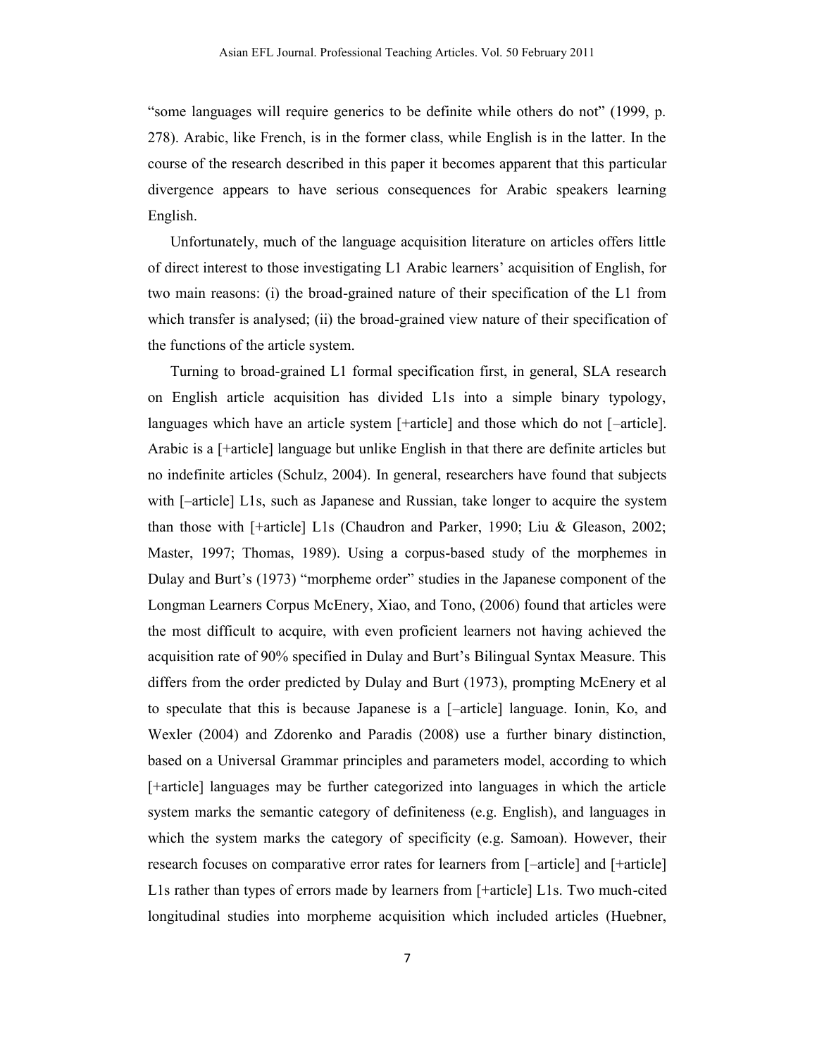"some languages will require generics to be definite while others do not" (1999, p. 278). Arabic, like French, is in the former class, while English is in the latter. In the course of the research described in this paper it becomes apparent that this particular divergence appears to have serious consequences for Arabic speakers learning English.

Unfortunately, much of the language acquisition literature on articles offers little of direct interest to those investigating L1 Arabic learners' acquisition of English, for two main reasons: (i) the broad-grained nature of their specification of the L1 from which transfer is analysed; (ii) the broad-grained view nature of their specification of the functions of the article system.

Turning to broad-grained L1 formal specification first, in general, SLA research on English article acquisition has divided L1s into a simple binary typology, languages which have an article system [+article] and those which do not [–article]. Arabic is a [+article] language but unlike English in that there are definite articles but no indefinite articles (Schulz, 2004). In general, researchers have found that subjects with [–article] L1s, such as Japanese and Russian, take longer to acquire the system than those with [+article] L1s (Chaudron and Parker, 1990; Liu & Gleason, 2002; Master, 1997; Thomas, 1989). Using a corpus-based study of the morphemes in Dulay and Burt's (1973) "morpheme order" studies in the Japanese component of the Longman Learners Corpus McEnery, Xiao, and Tono, (2006) found that articles were the most difficult to acquire, with even proficient learners not having achieved the acquisition rate of 90% specified in Dulay and Burt's Bilingual Syntax Measure. This differs from the order predicted by Dulay and Burt (1973), prompting McEnery et al to speculate that this is because Japanese is a [–article] language. Ionin, Ko, and Wexler (2004) and Zdorenko and Paradis (2008) use a further binary distinction, based on a Universal Grammar principles and parameters model, according to which [+article] languages may be further categorized into languages in which the article system marks the semantic category of definiteness (e.g. English), and languages in which the system marks the category of specificity (e.g. Samoan). However, their research focuses on comparative error rates for learners from [–article] and [+article] L1s rather than types of errors made by learners from [+article] L1s. Two much-cited longitudinal studies into morpheme acquisition which included articles (Huebner,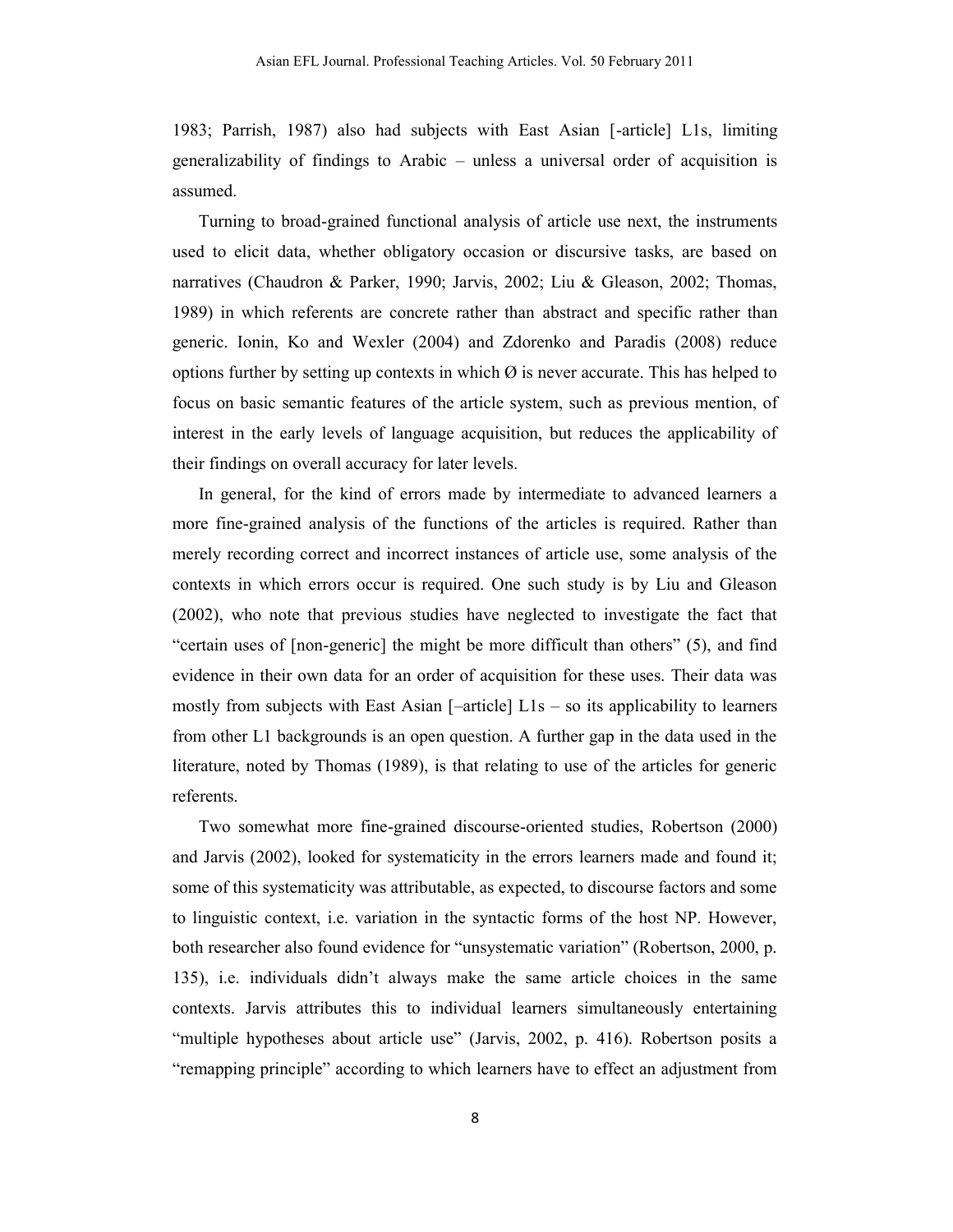1983; Parrish, 1987) also had subjects with East Asian [-article] L1s, limiting generalizability of findings to Arabic – unless a universal order of acquisition is assumed.

Turning to broad-grained functional analysis of article use next, the instruments used to elicit data, whether obligatory occasion or discursive tasks, are based on narratives (Chaudron & Parker, 1990; Jarvis, 2002; Liu & Gleason, 2002; Thomas, 1989) in which referents are concrete rather than abstract and specific rather than generic. Ionin, Ko and Wexler (2004) and Zdorenko and Paradis (2008) reduce options further by setting up contexts in which Ø is never accurate. This has helped to focus on basic semantic features of the article system, such as previous mention, of interest in the early levels of language acquisition, but reduces the applicability of their findings on overall accuracy for later levels.

In general, for the kind of errors made by intermediate to advanced learners a more fine-grained analysis of the functions of the articles is required. Rather than merely recording correct and incorrect instances of article use, some analysis of the contexts in which errors occur is required. One such study is by Liu and Gleason (2002), who note that previous studies have neglected to investigate the fact that "certain uses of [non-generic] the might be more difficult than others" (5), and find evidence in their own data for an order of acquisition for these uses. Their data was mostly from subjects with East Asian [–article] L1s – so its applicability to learners from other L1 backgrounds is an open question. A further gap in the data used in the literature, noted by Thomas (1989), is that relating to use of the articles for generic referents.

Two somewhat more fine-grained discourse-oriented studies, Robertson (2000) and Jarvis (2002), looked for systematicity in the errors learners made and found it; some of this systematicity was attributable, as expected, to discourse factors and some to linguistic context, i.e. variation in the syntactic forms of the host NP. However, both researcher also found evidence for "unsystematic variation" (Robertson, 2000, p. 135), i.e. individuals didn't always make the same article choices in the same contexts. Jarvis attributes this to individual learners simultaneously entertaining "multiple hypotheses about article use" (Jarvis, 2002, p. 416). Robertson posits a "remapping principle" according to which learners have to effect an adjustment from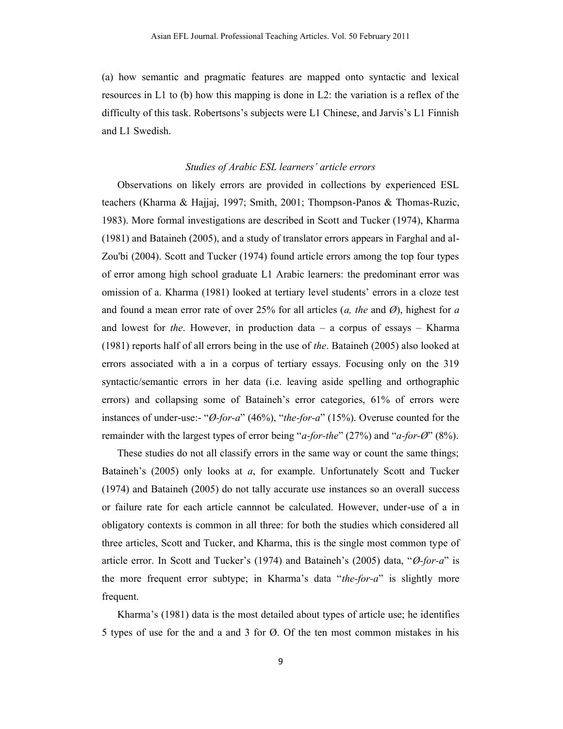(a) how semantic and pragmatic features are mapped onto syntactic and lexical resources in L1 to (b) how this mapping is done in L2: the variation is a reflex of the difficulty of this task. Robertsons's subjects were L1 Chinese, and Jarvis's L1 Finnish and L1 Swedish.

### *Studies of Arabic ESL learners' article errors*

Observations on likely errors are provided in collections by experienced ESL teachers (Kharma & Hajjaj, 1997; Smith, 2001; Thompson-Panos & Thomas-Ruzic, 1983). More formal investigations are described in Scott and Tucker (1974), Kharma (1981) and Bataineh (2005), and a study of translator errors appears in Farghal and al-Zou'bi (2004). Scott and Tucker (1974) found article errors among the top four types of error among high school graduate L1 Arabic learners: the predominant error was omission of a. Kharma (1981) looked at tertiary level students' errors in a cloze test and found a mean error rate of over 25% for all articles (*a, the* and *Ø*), highest for *a* and lowest for *the*. However, in production data – a corpus of essays – Kharma (1981) reports half of all errors being in the use of *the*. Bataineh (2005) also looked at errors associated with a in a corpus of tertiary essays. Focusing only on the 319 syntactic/semantic errors in her data (i.e. leaving aside spelling and orthographic errors) and collapsing some of Bataineh's error categories, 61% of errors were instances of under-use:- "*Ø-for-a*" (46%), "*the-for-a*" (15%). Overuse counted for the remainder with the largest types of error being "*a-for-the*" (27%) and "*a-for-Ø*" (8%).

These studies do not all classify errors in the same way or count the same things; Bataineh's (2005) only looks at *a*, for example. Unfortunately Scott and Tucker (1974) and Bataineh (2005) do not tally accurate use instances so an overall success or failure rate for each article cannnot be calculated. However, under-use of a in obligatory contexts is common in all three: for both the studies which considered all three articles, Scott and Tucker, and Kharma, this is the single most common type of article error. In Scott and Tucker's (1974) and Bataineh's (2005) data, "*Ø-for-a*" is the more frequent error subtype; in Kharma's data "*the-for-a*" is slightly more frequent.

Kharma's (1981) data is the most detailed about types of article use; he identifies 5 types of use for the and a and 3 for Ø. Of the ten most common mistakes in his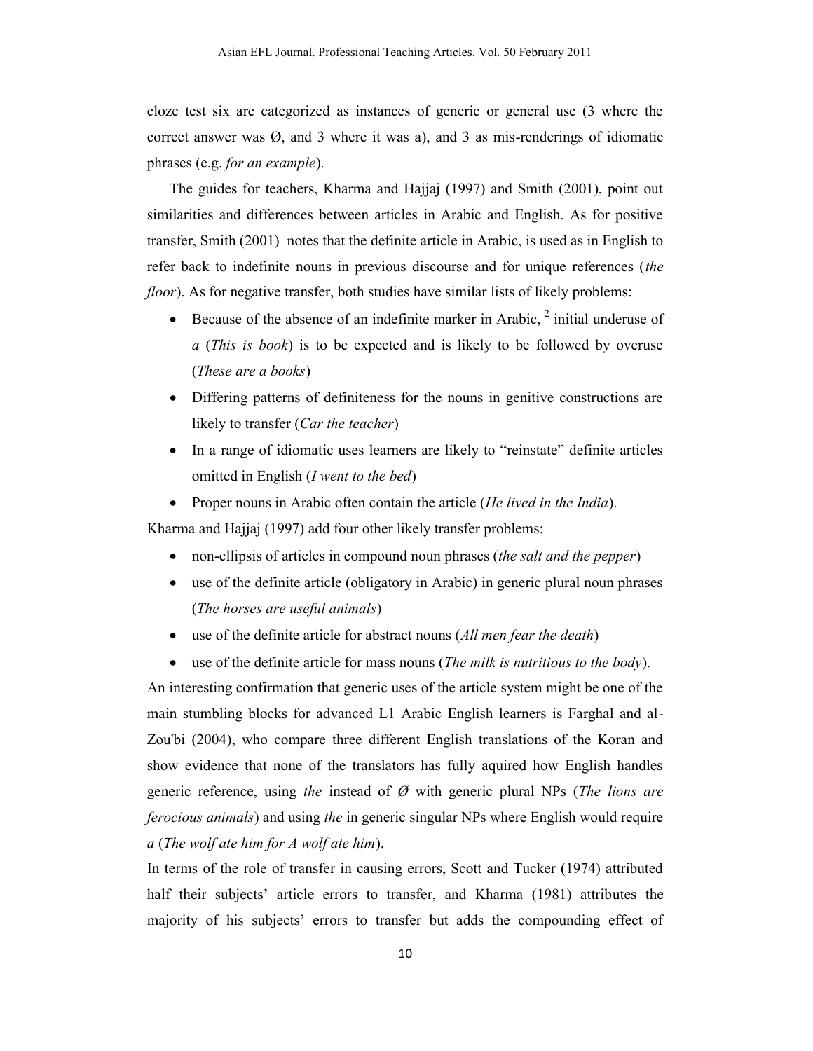cloze test six are categorized as instances of generic or general use (3 where the correct answer was Ø, and 3 where it was a), and 3 as mis-renderings of idiomatic phrases (e.g. *for an example*).

The guides for teachers, Kharma and Hajjaj (1997) and Smith (2001), point out similarities and differences between articles in Arabic and English. As for positive transfer, Smith (2001) notes that the definite article in Arabic, is used as in English to refer back to indefinite nouns in previous discourse and for unique references (*the floor*). As for negative transfer, both studies have similar lists of likely problems:

- Because of the absence of an indefinite marker in Arabic, [2] initial underuse of *a* (*This is book*) is to be expected and is likely to be followed by overuse (*These are a books*)
- Differing patterns of definiteness for the nouns in genitive constructions are likely to transfer (*Car the teacher*)
- In a range of idiomatic uses learners are likely to "reinstate" definite articles omitted in English (*I went to the bed*)
- Proper nouns in Arabic often contain the article (*He lived in the India*).

Kharma and Hajjaj (1997) add four other likely transfer problems:

- non-ellipsis of articles in compound noun phrases (*the salt and the pepper*)
- use of the definite article (obligatory in Arabic) in generic plural noun phrases (*The horses are useful animals*)
- use of the definite article for abstract nouns (*All men fear the death*)
- use of the definite article for mass nouns (*The milk is nutritious to the body*).

An interesting confirmation that generic uses of the article system might be one of the main stumbling blocks for advanced L1 Arabic English learners is Farghal and al-Zou'bi (2004), who compare three different English translations of the Koran and show evidence that none of the translators has fully aquired how English handles generic reference, using *the* instead of *Ø* with generic plural NPs (*The lions are ferocious animals*) and using *the* in generic singular NPs where English would require *a* (*The wolf ate him for A wolf ate him*).

In terms of the role of transfer in causing errors, Scott and Tucker (1974) attributed half their subjects' article errors to transfer, and Kharma (1981) attributes the majority of his subjects' errors to transfer but adds the compounding effect of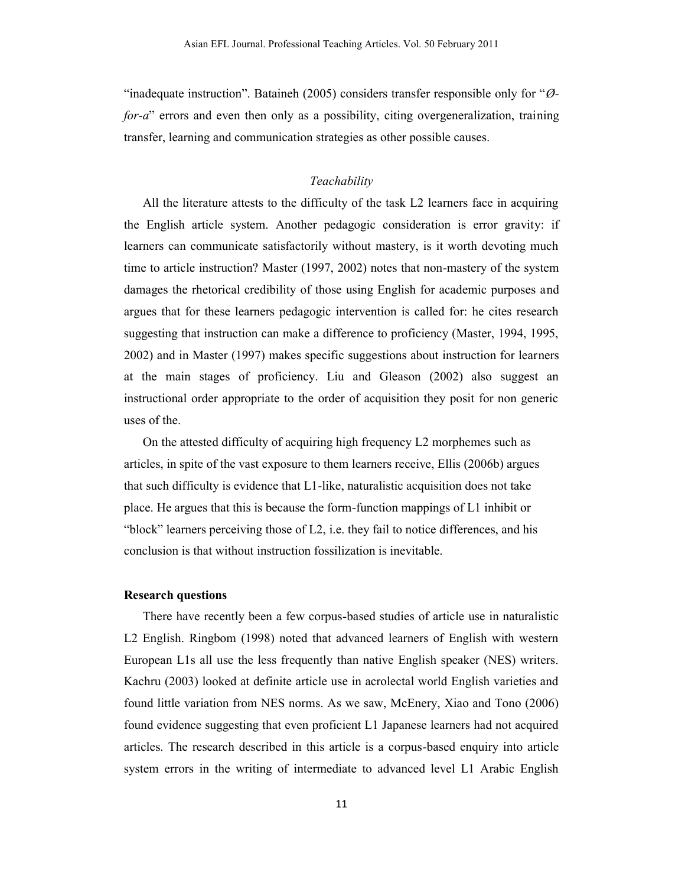"inadequate instruction". Bataineh (2005) considers transfer responsible only for "*Ø-for-a*" errors and even then only as a possibility, citing overgeneralization, training transfer, learning and communication strategies as other possible causes.

### *Teachability*

All the literature attests to the difficulty of the task L2 learners face in acquiring the English article system. Another pedagogic consideration is error gravity: if learners can communicate satisfactorily without mastery, is it worth devoting much time to article instruction? Master (1997, 2002) notes that non-mastery of the system damages the rhetorical credibility of those using English for academic purposes and argues that for these learners pedagogic intervention is called for: he cites research suggesting that instruction can make a difference to proficiency (Master, 1994, 1995, 2002) and in Master (1997) makes specific suggestions about instruction for learners at the main stages of proficiency. Liu and Gleason (2002) also suggest an instructional order appropriate to the order of acquisition they posit for non generic uses of the.

On the attested difficulty of acquiring high frequency L2 morphemes such as articles, in spite of the vast exposure to them learners receive, Ellis (2006b) argues that such difficulty is evidence that L1-like, naturalistic acquisition does not take place. He argues that this is because the form-function mappings of L1 inhibit or "block" learners perceiving those of L2, i.e. they fail to notice differences, and his conclusion is that without instruction fossilization is inevitable.

## Research questions

There have recently been a few corpus-based studies of article use in naturalistic L2 English. Ringbom (1998) noted that advanced learners of English with western European L1s all use the less frequently than native English speaker (NES) writers. Kachru (2003) looked at definite article use in acrolectal world English varieties and found little variation from NES norms. As we saw, McEnery, Xiao and Tono (2006) found evidence suggesting that even proficient L1 Japanese learners had not acquired articles. The research described in this article is a corpus-based enquiry into article system errors in the writing of intermediate to advanced level L1 Arabic English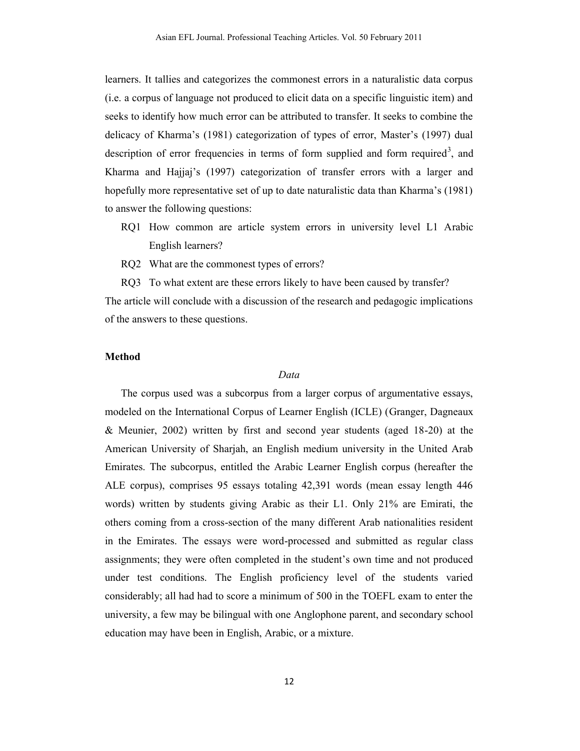learners. It tallies and categorizes the commonest errors in a naturalistic data corpus (i.e. a corpus of language not produced to elicit data on a specific linguistic item) and seeks to identify how much error can be attributed to transfer. It seeks to combine the delicacy of Kharma's (1981) categorization of types of error, Master's (1997) dual description of error frequencies in terms of form supplied and form required[3], and Kharma and Hajjaj's (1997) categorization of transfer errors with a larger and hopefully more representative set of up to date naturalistic data than Kharma's (1981) to answer the following questions:

RQ1 How common are article system errors in university level L1 Arabic English learners?

RQ2 What are the commonest types of errors?

RQ3 To what extent are these errors likely to have been caused by transfer?

The article will conclude with a discussion of the research and pedagogic implications of the answers to these questions.

## Method

### *Data*

The corpus used was a subcorpus from a larger corpus of argumentative essays, modeled on the International Corpus of Learner English (ICLE) (Granger, Dagneaux & Meunier, 2002) written by first and second year students (aged 18-20) at the American University of Sharjah, an English medium university in the United Arab Emirates. The subcorpus, entitled the Arabic Learner English corpus (hereafter the ALE corpus), comprises 95 essays totaling 42,391 words (mean essay length 446 words) written by students giving Arabic as their L1. Only 21% are Emirati, the others coming from a cross-section of the many different Arab nationalities resident in the Emirates. The essays were word-processed and submitted as regular class assignments; they were often completed in the student's own time and not produced under test conditions. The English proficiency level of the students varied considerably; all had had to score a minimum of 500 in the TOEFL exam to enter the university, a few may be bilingual with one Anglophone parent, and secondary school education may have been in English, Arabic, or a mixture.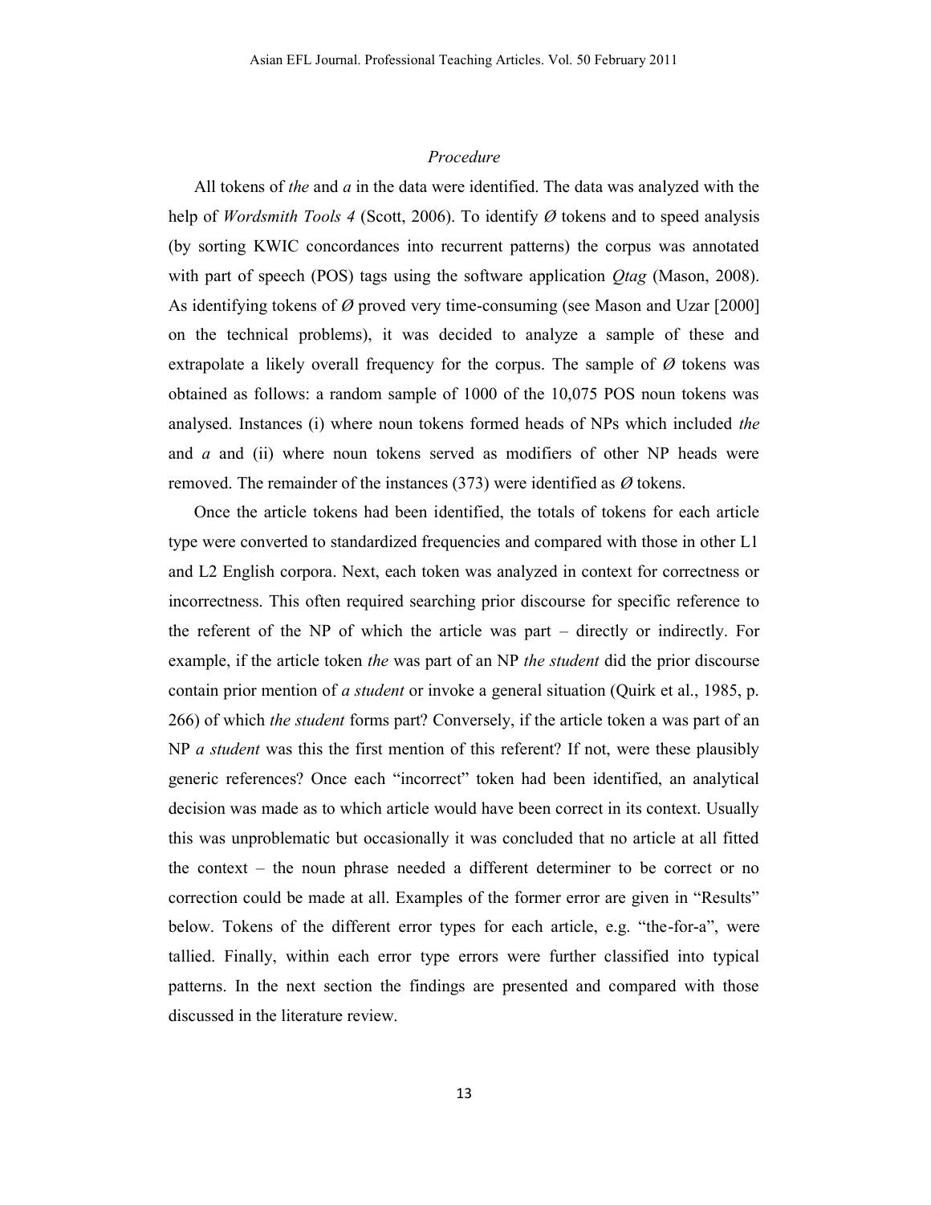### *Procedure*

All tokens of *the* and *a* in the data were identified. The data was analyzed with the help of *Wordsmith Tools 4* (Scott, 2006). To identify *Ø* tokens and to speed analysis (by sorting KWIC concordances into recurrent patterns) the corpus was annotated with part of speech (POS) tags using the software application *Qtag* (Mason, 2008). As identifying tokens of *Ø* proved very time-consuming (see Mason and Uzar [2000] on the technical problems), it was decided to analyze a sample of these and extrapolate a likely overall frequency for the corpus. The sample of *Ø* tokens was obtained as follows: a random sample of 1000 of the 10,075 POS noun tokens was analysed. Instances (i) where noun tokens formed heads of NPs which included *the* and *a* and (ii) where noun tokens served as modifiers of other NP heads were removed. The remainder of the instances (373) were identified as *Ø* tokens.

Once the article tokens had been identified, the totals of tokens for each article type were converted to standardized frequencies and compared with those in other L1 and L2 English corpora. Next, each token was analyzed in context for correctness or incorrectness. This often required searching prior discourse for specific reference to the referent of the NP of which the article was part – directly or indirectly. For example, if the article token *the* was part of an NP *the student* did the prior discourse contain prior mention of *a student* or invoke a general situation (Quirk et al., 1985, p. 266) of which *the student* forms part? Conversely, if the article token a was part of an NP *a student* was this the first mention of this referent? If not, were these plausibly generic references? Once each "incorrect" token had been identified, an analytical decision was made as to which article would have been correct in its context. Usually this was unproblematic but occasionally it was concluded that no article at all fitted the context – the noun phrase needed a different determiner to be correct or no correction could be made at all. Examples of the former error are given in "Results" below. Tokens of the different error types for each article, e.g. "the-for-a", were tallied. Finally, within each error type errors were further classified into typical patterns. In the next section the findings are presented and compared with those discussed in the literature review.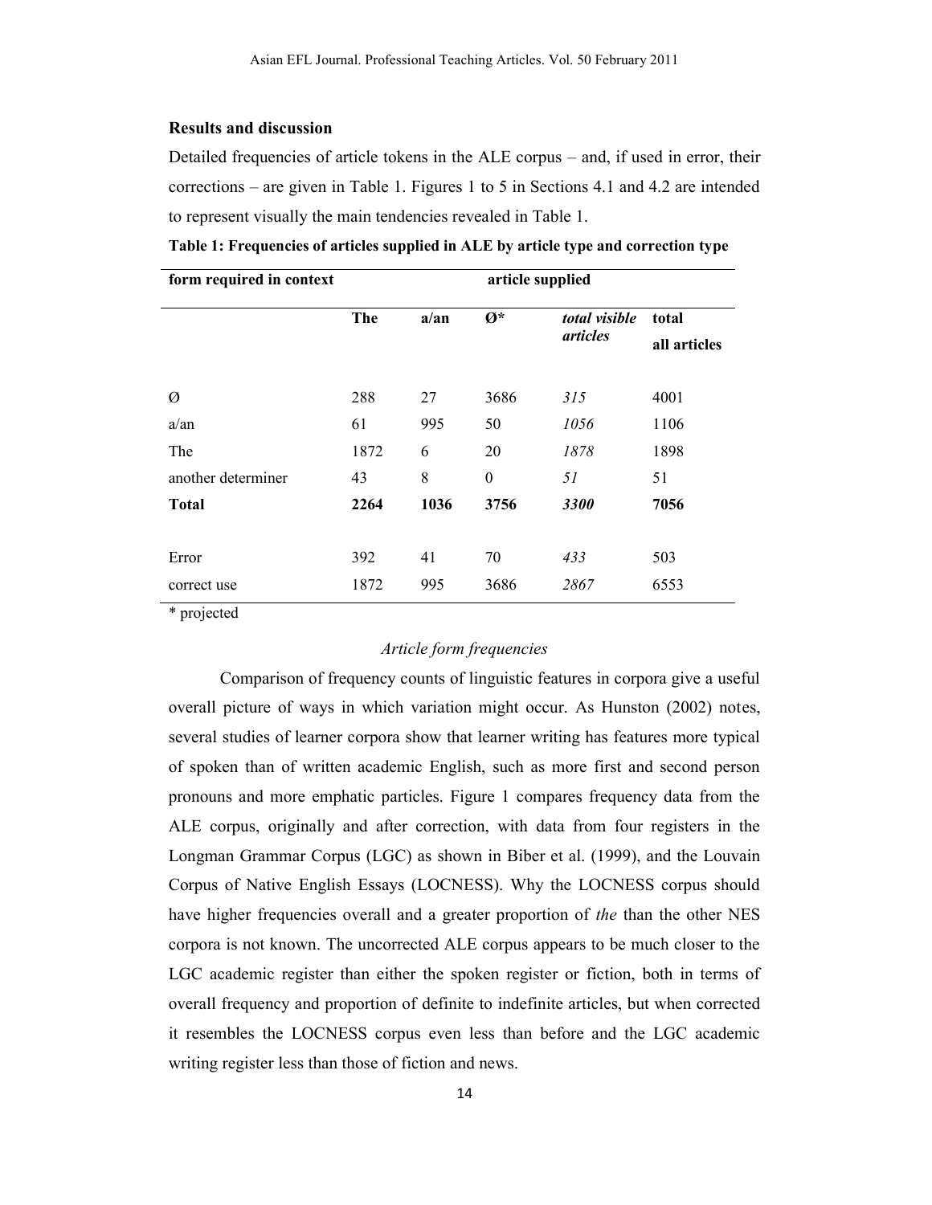**Results and discussion**

Detailed frequencies of article tokens in the ALE corpus – and, if used in error, their corrections – are given in Table 1. Figures 1 to 5 in Sections 4.1 and 4.2 are intended to represent visually the main tendencies revealed in Table 1.

**Table 1: Frequencies of articles supplied in ALE by article type and correction type**

| form required in context | article supplied | | | | |
|---|---|---|---|---|---|
| | **The** | **a/an** | **Ø*** | ***total visible articles*** | **total all articles** |
| Ø | 288 | 27 | 3686 | *315* | 4001 |
| a/an | 61 | 995 | 50 | *1056* | 1106 |
| The | 1872 | 6 | 20 | *1878* | 1898 |
| another determiner | 43 | 8 | 0 | *51* | 51 |
| **Total** | **2264** | **1036** | **3756** | ***3300*** | **7056** |
| Error | 392 | 41 | 70 | *433* | 503 |
| correct use | 1872 | 995 | 3686 | *2867* | 6553 |

\* projected

*Article form frequencies*

Comparison of frequency counts of linguistic features in corpora give a useful overall picture of ways in which variation might occur. As Hunston (2002) notes, several studies of learner corpora show that learner writing has features more typical of spoken than of written academic English, such as more first and second person pronouns and more emphatic particles. Figure 1 compares frequency data from the ALE corpus, originally and after correction, with data from four registers in the Longman Grammar Corpus (LGC) as shown in Biber et al. (1999), and the Louvain Corpus of Native English Essays (LOCNESS). Why the LOCNESS corpus should have higher frequencies overall and a greater proportion of *the* than the other NES corpora is not known. The uncorrected ALE corpus appears to be much closer to the LGC academic register than either the spoken register or fiction, both in terms of overall frequency and proportion of definite to indefinite articles, but when corrected it resembles the LOCNESS corpus even less than before and the LGC academic writing register less than those of fiction and news.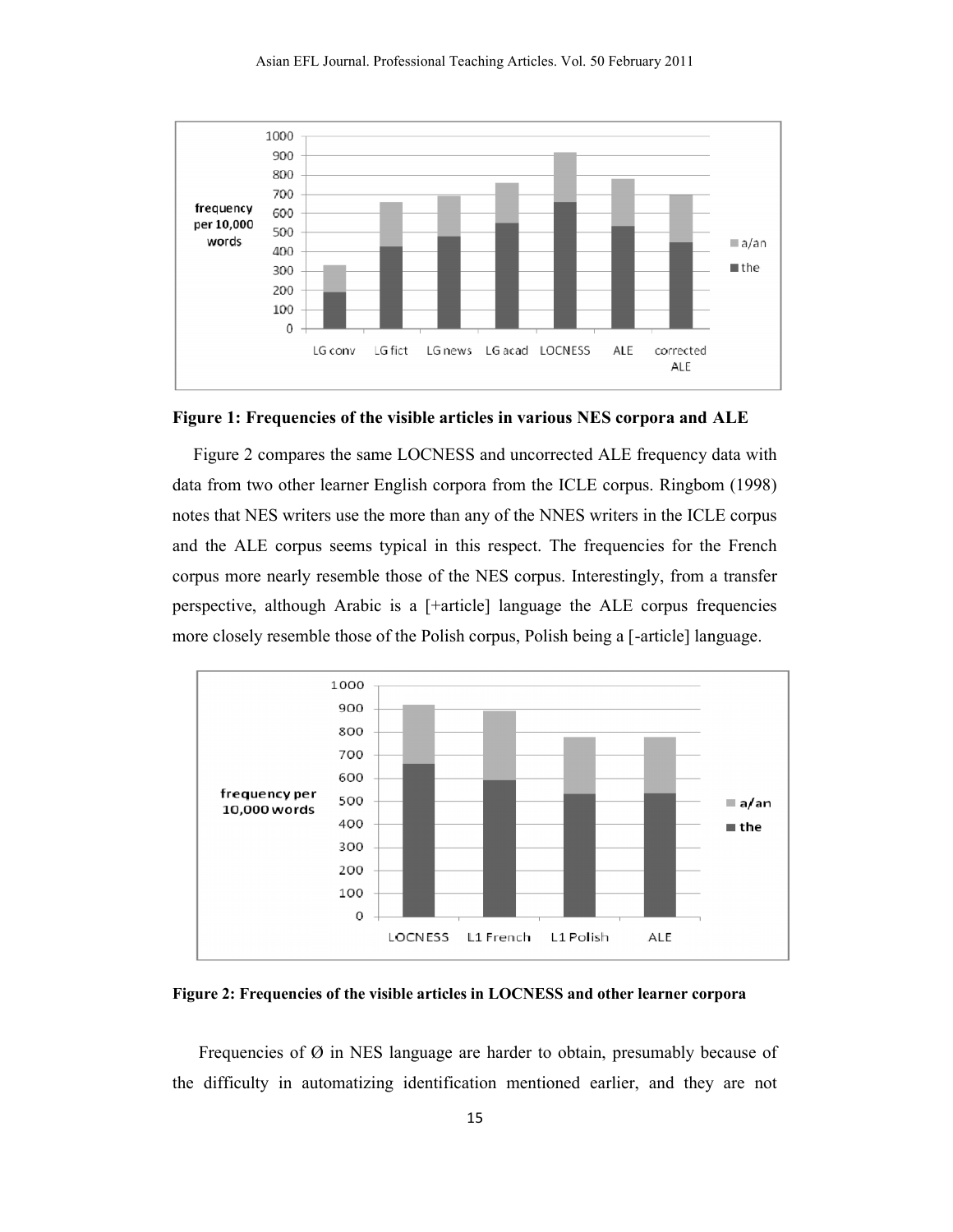**Figure 1: Frequencies of the visible articles in various NES corpora and ALE**

Figure 2 compares the same LOCNESS and uncorrected ALE frequency data with data from two other learner English corpora from the ICLE corpus. Ringbom (1998) notes that NES writers use the more than any of the NNES writers in the ICLE corpus and the ALE corpus seems typical in this respect. The frequencies for the French corpus more nearly resemble those of the NES corpus. Interestingly, from a transfer perspective, although Arabic is a [+article] language the ALE corpus frequencies more closely resemble those of the Polish corpus, Polish being a [-article] language.

**Figure 2: Frequencies of the visible articles in LOCNESS and other learner corpora**

Frequencies of Ø in NES language are harder to obtain, presumably because of the difficulty in automatizing identification mentioned earlier, and they are not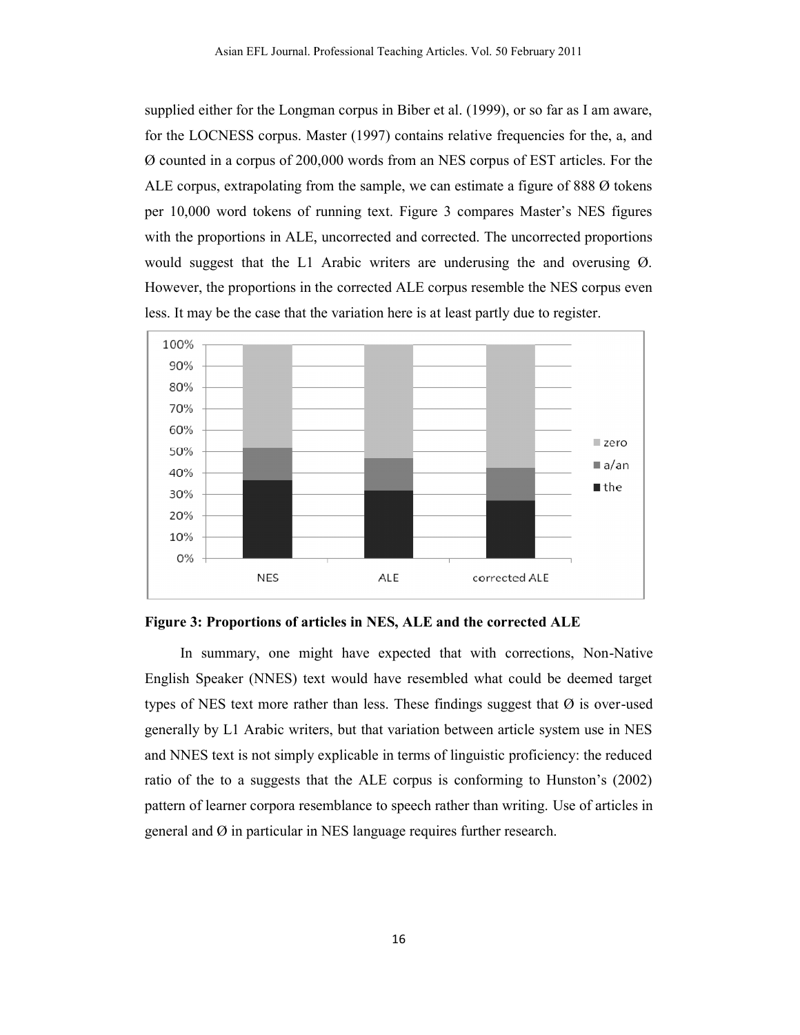supplied either for the Longman corpus in Biber et al. (1999), or so far as I am aware, for the LOCNESS corpus. Master (1997) contains relative frequencies for the, a, and Ø counted in a corpus of 200,000 words from an NES corpus of EST articles. For the ALE corpus, extrapolating from the sample, we can estimate a figure of 888 Ø tokens per 10,000 word tokens of running text. Figure 3 compares Master's NES figures with the proportions in ALE, uncorrected and corrected. The uncorrected proportions would suggest that the L1 Arabic writers are underusing the and overusing Ø. However, the proportions in the corrected ALE corpus resemble the NES corpus even less. It may be the case that the variation here is at least partly due to register.

**Figure 3: Proportions of articles in NES, ALE and the corrected ALE**

In summary, one might have expected that with corrections, Non-Native English Speaker (NNES) text would have resembled what could be deemed target types of NES text more rather than less. These findings suggest that Ø is over-used generally by L1 Arabic writers, but that variation between article system use in NES and NNES text is not simply explicable in terms of linguistic proficiency: the reduced ratio of the to a suggests that the ALE corpus is conforming to Hunston's (2002) pattern of learner corpora resemblance to speech rather than writing. Use of articles in general and Ø in particular in NES language requires further research.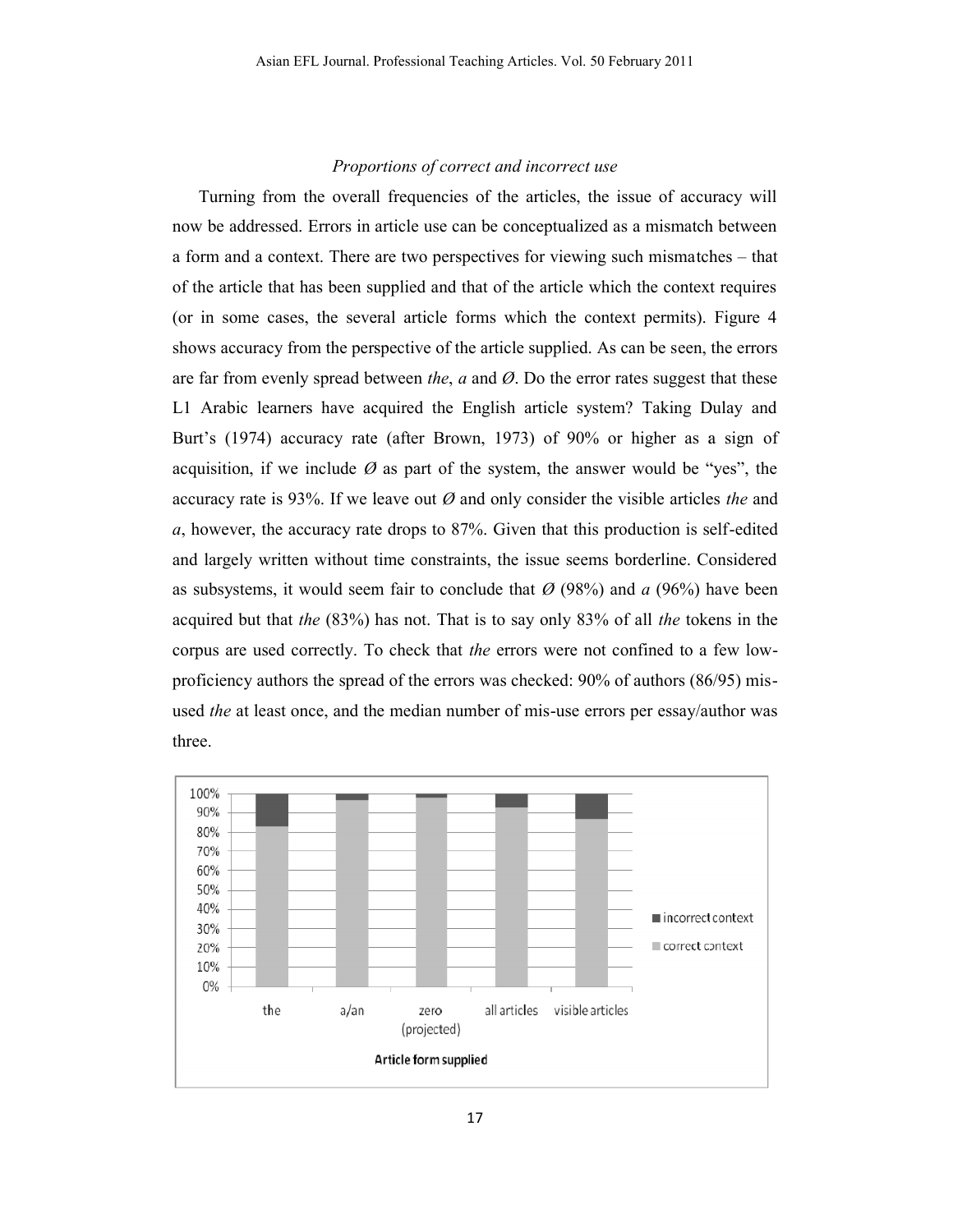*Proportions of correct and incorrect use*

Turning from the overall frequencies of the articles, the issue of accuracy will now be addressed. Errors in article use can be conceptualized as a mismatch between a form and a context. There are two perspectives for viewing such mismatches – that of the article that has been supplied and that of the article which the context requires (or in some cases, the several article forms which the context permits). Figure 4 shows accuracy from the perspective of the article supplied. As can be seen, the errors are far from evenly spread between *the*, *a* and *Ø*. Do the error rates suggest that these L1 Arabic learners have acquired the English article system? Taking Dulay and Burt's (1974) accuracy rate (after Brown, 1973) of 90% or higher as a sign of acquisition, if we include *Ø* as part of the system, the answer would be "yes", the accuracy rate is 93%. If we leave out *Ø* and only consider the visible articles *the* and *a*, however, the accuracy rate drops to 87%. Given that this production is self-edited and largely written without time constraints, the issue seems borderline. Considered as subsystems, it would seem fair to conclude that *Ø* (98%) and *a* (96%) have been acquired but that *the* (83%) has not. That is to say only 83% of all *the* tokens in the corpus are used correctly. To check that *the* errors were not confined to a few low-proficiency authors the spread of the errors was checked: 90% of authors (86/95) mis-used *the* at least once, and the median number of mis-use errors per essay/author was three.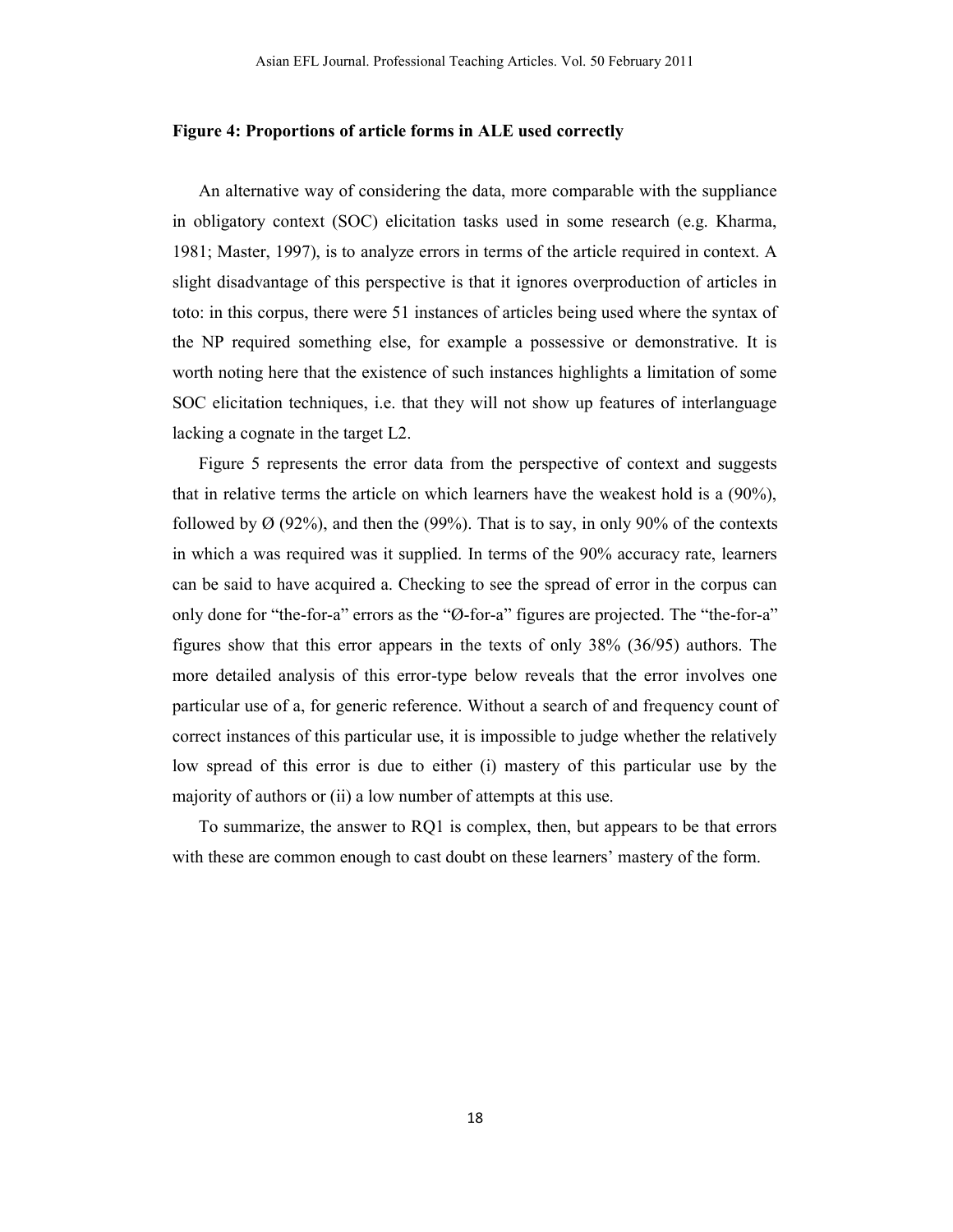**Figure 4: Proportions of article forms in ALE used correctly**

An alternative way of considering the data, more comparable with the suppliance in obligatory context (SOC) elicitation tasks used in some research (e.g. Kharma, 1981; Master, 1997), is to analyze errors in terms of the article required in context. A slight disadvantage of this perspective is that it ignores overproduction of articles in toto: in this corpus, there were 51 instances of articles being used where the syntax of the NP required something else, for example a possessive or demonstrative. It is worth noting here that the existence of such instances highlights a limitation of some SOC elicitation techniques, i.e. that they will not show up features of interlanguage lacking a cognate in the target L2.

Figure 5 represents the error data from the perspective of context and suggests that in relative terms the article on which learners have the weakest hold is a (90%), followed by Ø (92%), and then the (99%). That is to say, in only 90% of the contexts in which a was required was it supplied. In terms of the 90% accuracy rate, learners can be said to have acquired a. Checking to see the spread of error in the corpus can only done for "the-for-a" errors as the "Ø-for-a" figures are projected. The "the-for-a" figures show that this error appears in the texts of only 38% (36/95) authors. The more detailed analysis of this error-type below reveals that the error involves one particular use of a, for generic reference. Without a search of and frequency count of correct instances of this particular use, it is impossible to judge whether the relatively low spread of this error is due to either (i) mastery of this particular use by the majority of authors or (ii) a low number of attempts at this use.

To summarize, the answer to RQ1 is complex, then, but appears to be that errors with these are common enough to cast doubt on these learners' mastery of the form.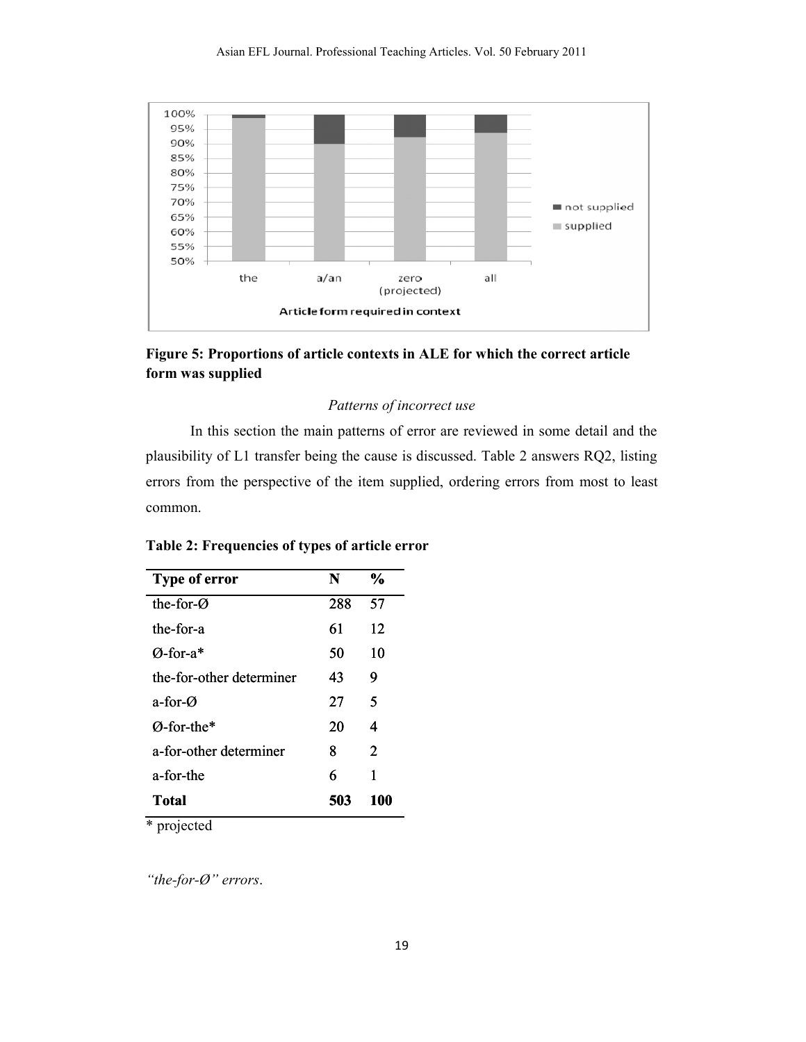**Figure 5: Proportions of article contexts in ALE for which the correct article form was supplied**

*Patterns of incorrect use*

In this section the main patterns of error are reviewed in some detail and the plausibility of L1 transfer being the cause is discussed. Table 2 answers RQ2, listing errors from the perspective of the item supplied, ordering errors from most to least common.

**Table 2: Frequencies of types of article error**

| Type of error | N | % |
|---|---|---|
| the-for-Ø | 288 | 57 |
| the-for-a | 61 | 12 |
| Ø-for-a* | 50 | 10 |
| the-for-other determiner | 43 | 9 |
| a-for-Ø | 27 | 5 |
| Ø-for-the* | 20 | 4 |
| a-for-other determiner | 8 | 2 |
| a-for-the | 6 | 1 |
| **Total** | **503** | **100** |

\* projected

*"the-for-Ø" errors*.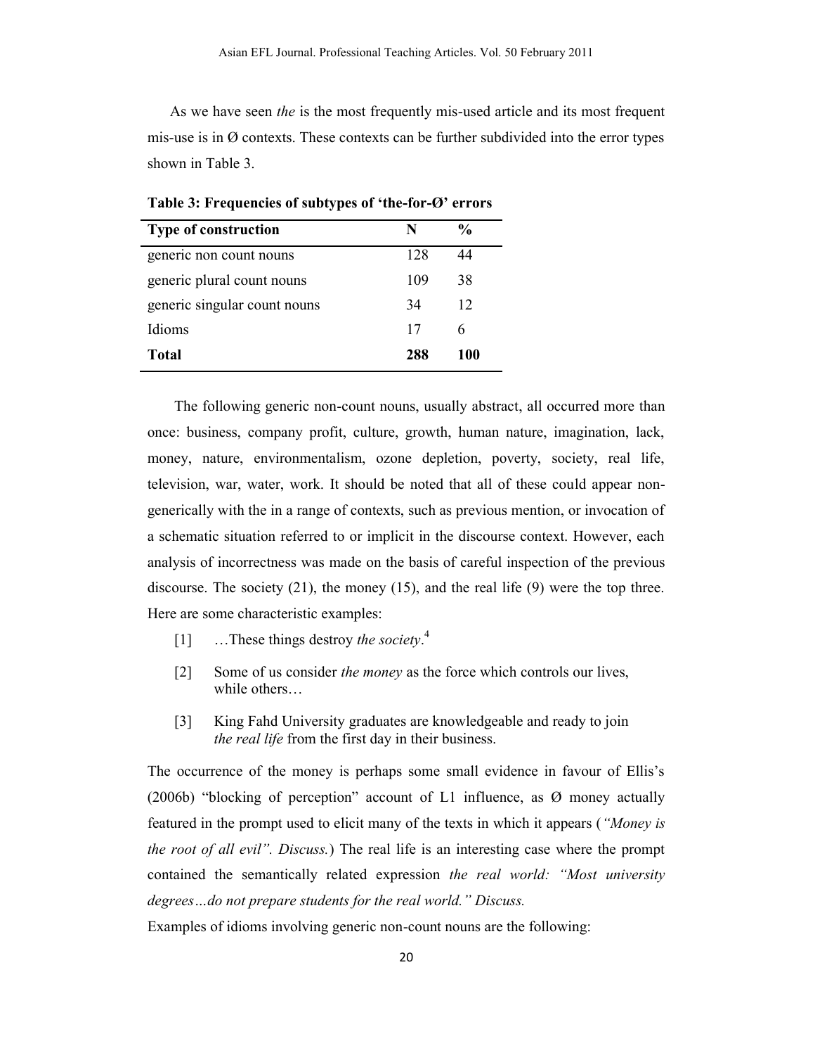As we have seen *the* is the most frequently mis-used article and its most frequent mis-use is in Ø contexts. These contexts can be further subdivided into the error types shown in Table 3.

**Table 3: Frequencies of subtypes of 'the-for-Ø' errors**

| Type of construction | N | % |
|---|---|---|
| generic non count nouns | 128 | 44 |
| generic plural count nouns | 109 | 38 |
| generic singular count nouns | 34 | 12 |
| Idioms | 17 | 6 |
| **Total** | **288** | **100** |

The following generic non-count nouns, usually abstract, all occurred more than once: business, company profit, culture, growth, human nature, imagination, lack, money, nature, environmentalism, ozone depletion, poverty, society, real life, television, war, water, work. It should be noted that all of these could appear non-generically with the in a range of contexts, such as previous mention, or invocation of a schematic situation referred to or implicit in the discourse context. However, each analysis of incorrectness was made on the basis of careful inspection of the previous discourse. The society (21), the money (15), and the real life (9) were the top three. Here are some characteristic examples:

[1] …These things destroy *the society*.[4]

[2] Some of us consider *the money* as the force which controls our lives, while others…

[3] King Fahd University graduates are knowledgeable and ready to join *the real life* from the first day in their business.

The occurrence of the money is perhaps some small evidence in favour of Ellis's (2006b) "blocking of perception" account of L1 influence, as Ø money actually featured in the prompt used to elicit many of the texts in which it appears (*"Money is the root of all evil". Discuss.*) The real life is an interesting case where the prompt contained the semantically related expression *the real world: "Most university degrees…do not prepare students for the real world." Discuss.*

Examples of idioms involving generic non-count nouns are the following: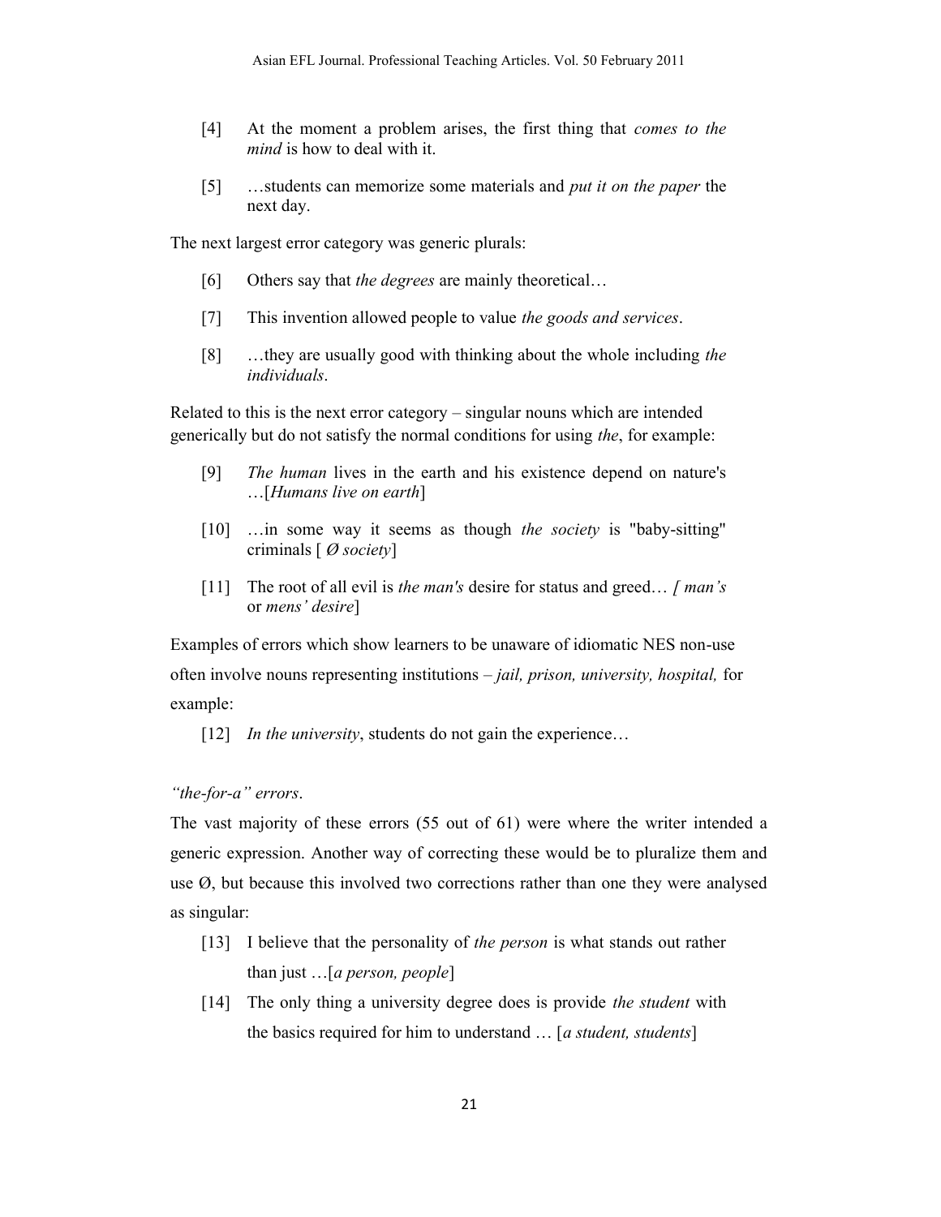[4] At the moment a problem arises, the first thing that *comes to the mind* is how to deal with it.

[5] …students can memorize some materials and *put it on the paper* the next day.

The next largest error category was generic plurals:

[6] Others say that *the degrees* are mainly theoretical…

[7] This invention allowed people to value *the goods and services*.

[8] …they are usually good with thinking about the whole including *the individuals*.

Related to this is the next error category – singular nouns which are intended generically but do not satisfy the normal conditions for using *the*, for example:

[9] *The human* lives in the earth and his existence depend on nature's …[*Humans live on earth*]

[10] …in some way it seems as though *the society* is "baby-sitting" criminals [ *Ø society*]

[11] The root of all evil is *the man's* desire for status and greed… [ *man's* or *mens' desire*]

Examples of errors which show learners to be unaware of idiomatic NES non-use often involve nouns representing institutions – *jail, prison, university, hospital,* for example:

[12] *In the university*, students do not gain the experience…

*"the-for-a" errors*.

The vast majority of these errors (55 out of 61) were where the writer intended a generic expression. Another way of correcting these would be to pluralize them and use Ø, but because this involved two corrections rather than one they were analysed as singular:

[13] I believe that the personality of *the person* is what stands out rather than just …[*a person, people*]

[14] The only thing a university degree does is provide *the student* with the basics required for him to understand … [*a student, students*]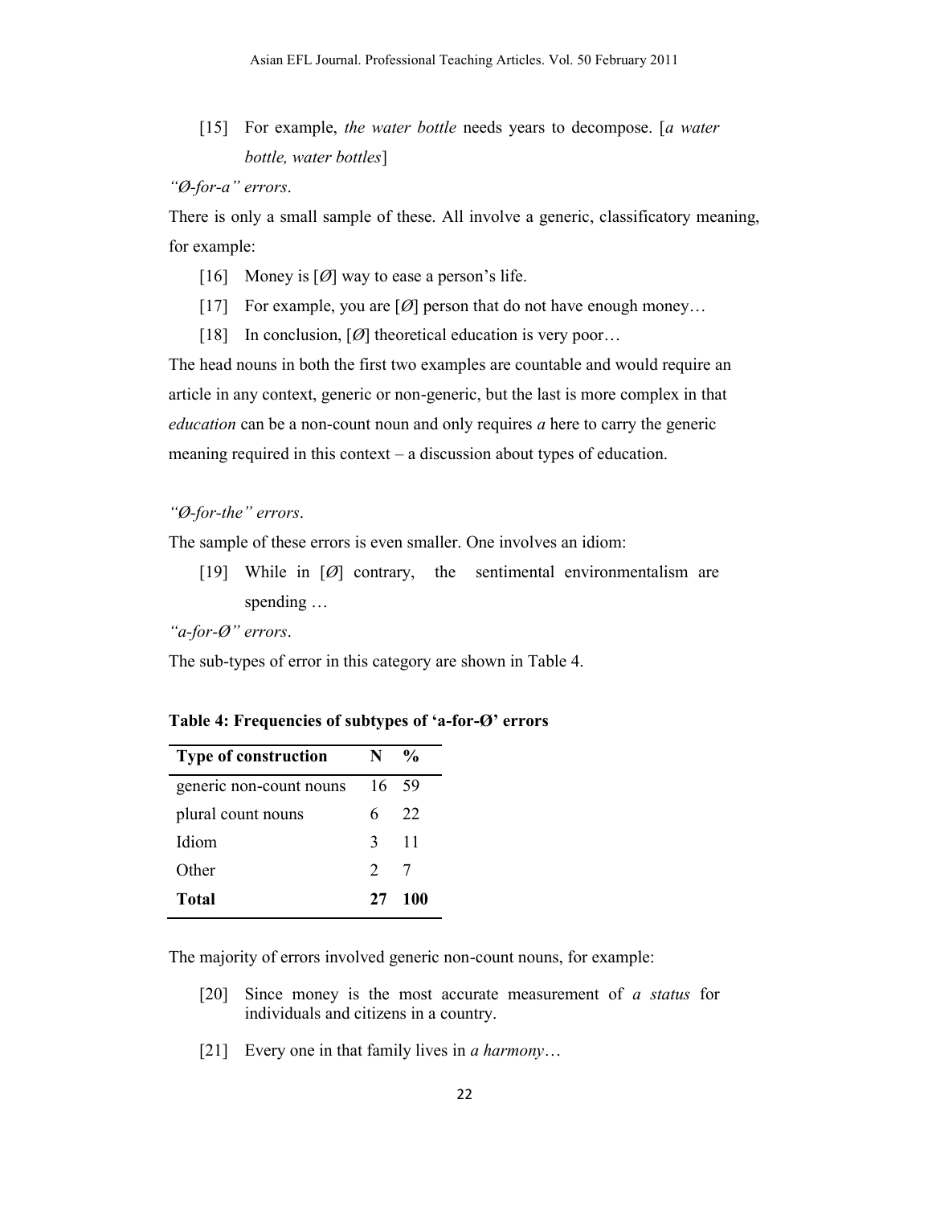[15] For example, *the water bottle* needs years to decompose. [*a water bottle, water bottles*]

*"Ø-for-a" errors*.

There is only a small sample of these. All involve a generic, classificatory meaning, for example:

[16] Money is [Ø] way to ease a person's life.

[17] For example, you are [Ø] person that do not have enough money…

[18] In conclusion, [Ø] theoretical education is very poor…

The head nouns in both the first two examples are countable and would require an article in any context, generic or non-generic, but the last is more complex in that *education* can be a non-count noun and only requires *a* here to carry the generic meaning required in this context – a discussion about types of education.

*"Ø-for-the" errors*.

The sample of these errors is even smaller. One involves an idiom:

[19] While in [Ø] contrary, the sentimental environmentalism are spending …

*"a-for-Ø" errors*.

The sub-types of error in this category are shown in Table 4.

**Table 4: Frequencies of subtypes of 'a-for-Ø' errors**

| Type of construction | N | % |
|---|---|---|
| generic non-count nouns | 16 | 59 |
| plural count nouns | 6 | 22 |
| Idiom | 3 | 11 |
| Other | 2 | 7 |
| **Total** | **27** | **100** |

The majority of errors involved generic non-count nouns, for example:

[20] Since money is the most accurate measurement of *a status* for individuals and citizens in a country.

[21] Every one in that family lives in *a harmony*…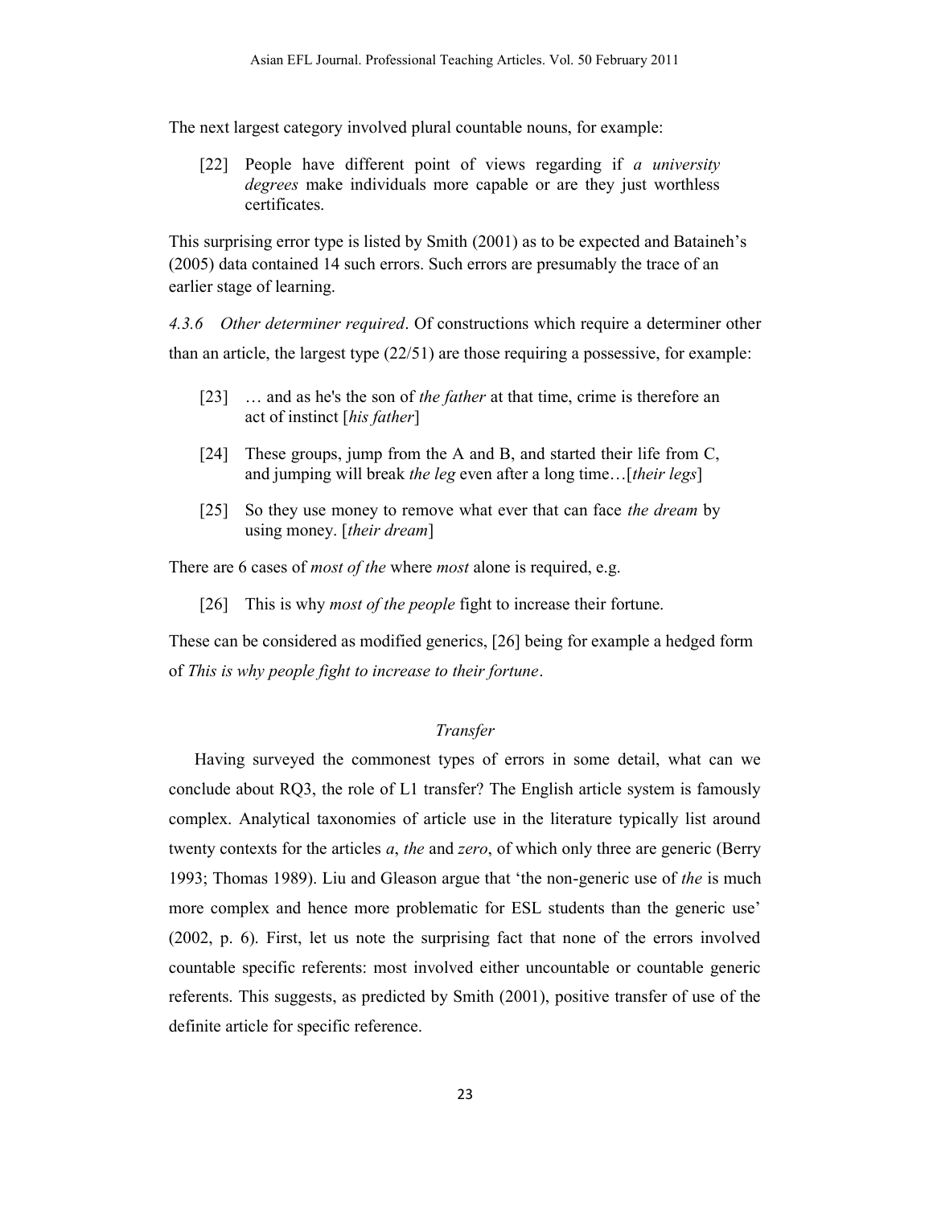The next largest category involved plural countable nouns, for example:

> [22] People have different point of views regarding if *a university degrees* make individuals more capable or are they just worthless certificates.

This surprising error type is listed by Smith (2001) as to be expected and Bataineh's (2005) data contained 14 such errors. Such errors are presumably the trace of an earlier stage of learning.

*4.3.6 Other determiner required*. Of constructions which require a determiner other than an article, the largest type (22/51) are those requiring a possessive, for example:

> [23] … and as he's the son of *the father* at that time, crime is therefore an act of instinct [*his father*]
>
> [24] These groups, jump from the A and B, and started their life from C, and jumping will break *the leg* even after a long time…[*their legs*]
>
> [25] So they use money to remove what ever that can face *the dream* by using money. [*their dream*]

There are 6 cases of *most of the* where *most* alone is required, e.g.

> [26] This is why *most of the people* fight to increase their fortune.

These can be considered as modified generics, [26] being for example a hedged form of *This is why people fight to increase to their fortune*.

### *Transfer*

Having surveyed the commonest types of errors in some detail, what can we conclude about RQ3, the role of L1 transfer? The English article system is famously complex. Analytical taxonomies of article use in the literature typically list around twenty contexts for the articles *a*, *the* and *zero*, of which only three are generic (Berry 1993; Thomas 1989). Liu and Gleason argue that 'the non-generic use of *the* is much more complex and hence more problematic for ESL students than the generic use' (2002, p. 6). First, let us note the surprising fact that none of the errors involved countable specific referents: most involved either uncountable or countable generic referents. This suggests, as predicted by Smith (2001), positive transfer of use of the definite article for specific reference.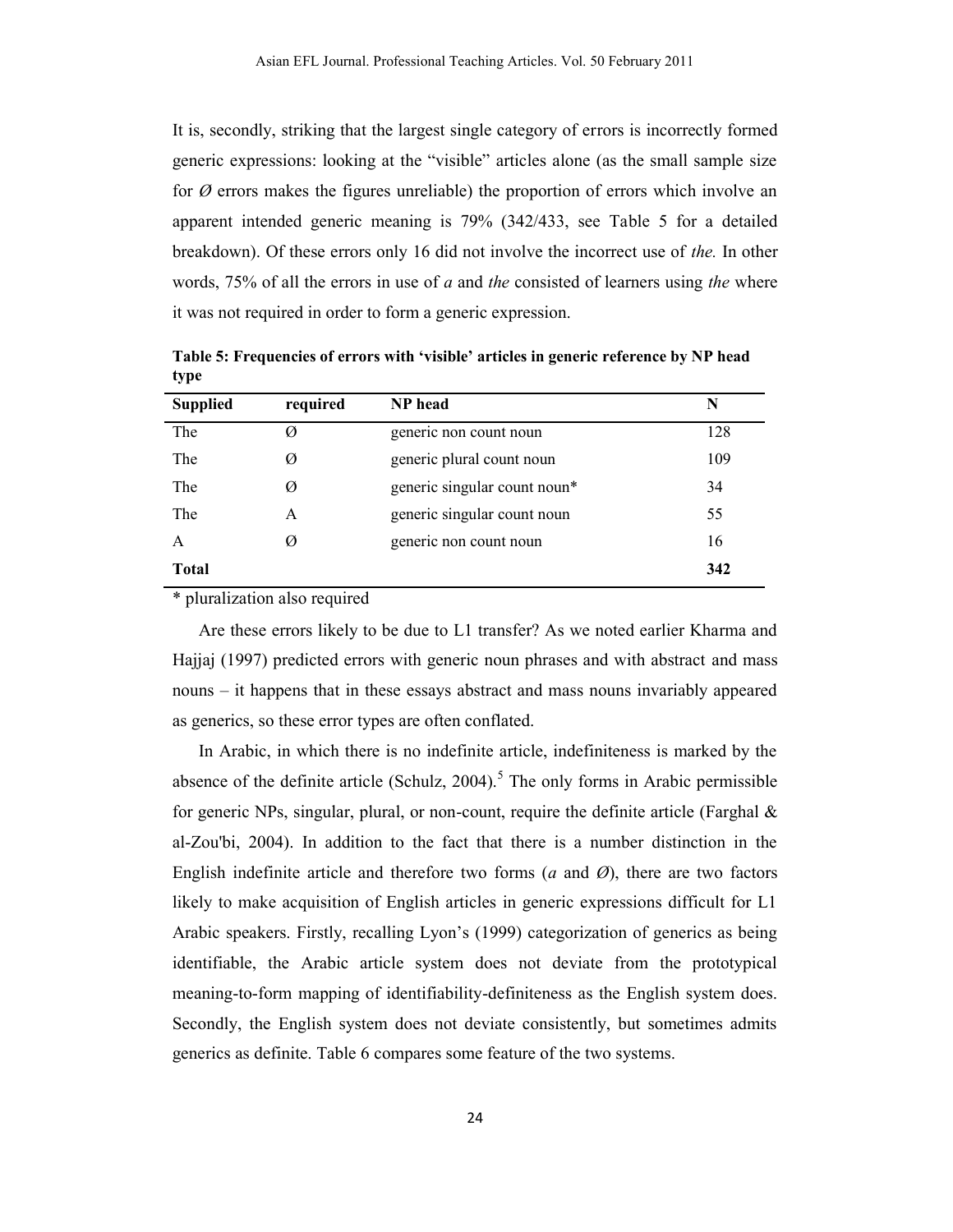It is, secondly, striking that the largest single category of errors is incorrectly formed generic expressions: looking at the "visible" articles alone (as the small sample size for *Ø* errors makes the figures unreliable) the proportion of errors which involve an apparent intended generic meaning is 79% (342/433, see Table 5 for a detailed breakdown). Of these errors only 16 did not involve the incorrect use of *the.* In other words, 75% of all the errors in use of *a* and *the* consisted of learners using *the* where it was not required in order to form a generic expression.

**Table 5: Frequencies of errors with 'visible' articles in generic reference by NP head type**

| **Supplied** | **required** | **NP head** | **N** |
|---|---|---|---|
| The | Ø | generic non count noun | 128 |
| The | Ø | generic plural count noun | 109 |
| The | Ø | generic singular count noun* | 34 |
| The | A | generic singular count noun | 55 |
| A | Ø | generic non count noun | 16 |
| **Total** | | | **342** |

\* pluralization also required

Are these errors likely to be due to L1 transfer? As we noted earlier Kharma and Hajjaj (1997) predicted errors with generic noun phrases and with abstract and mass nouns – it happens that in these essays abstract and mass nouns invariably appeared as generics, so these error types are often conflated.

In Arabic, in which there is no indefinite article, indefiniteness is marked by the absence of the definite article (Schulz, 2004).[5] The only forms in Arabic permissible for generic NPs, singular, plural, or non-count, require the definite article (Farghal & al-Zou'bi, 2004). In addition to the fact that there is a number distinction in the English indefinite article and therefore two forms (*a* and *Ø*), there are two factors likely to make acquisition of English articles in generic expressions difficult for L1 Arabic speakers. Firstly, recalling Lyon's (1999) categorization of generics as being identifiable, the Arabic article system does not deviate from the prototypical meaning-to-form mapping of identifiability-definiteness as the English system does. Secondly, the English system does not deviate consistently, but sometimes admits generics as definite. Table 6 compares some feature of the two systems.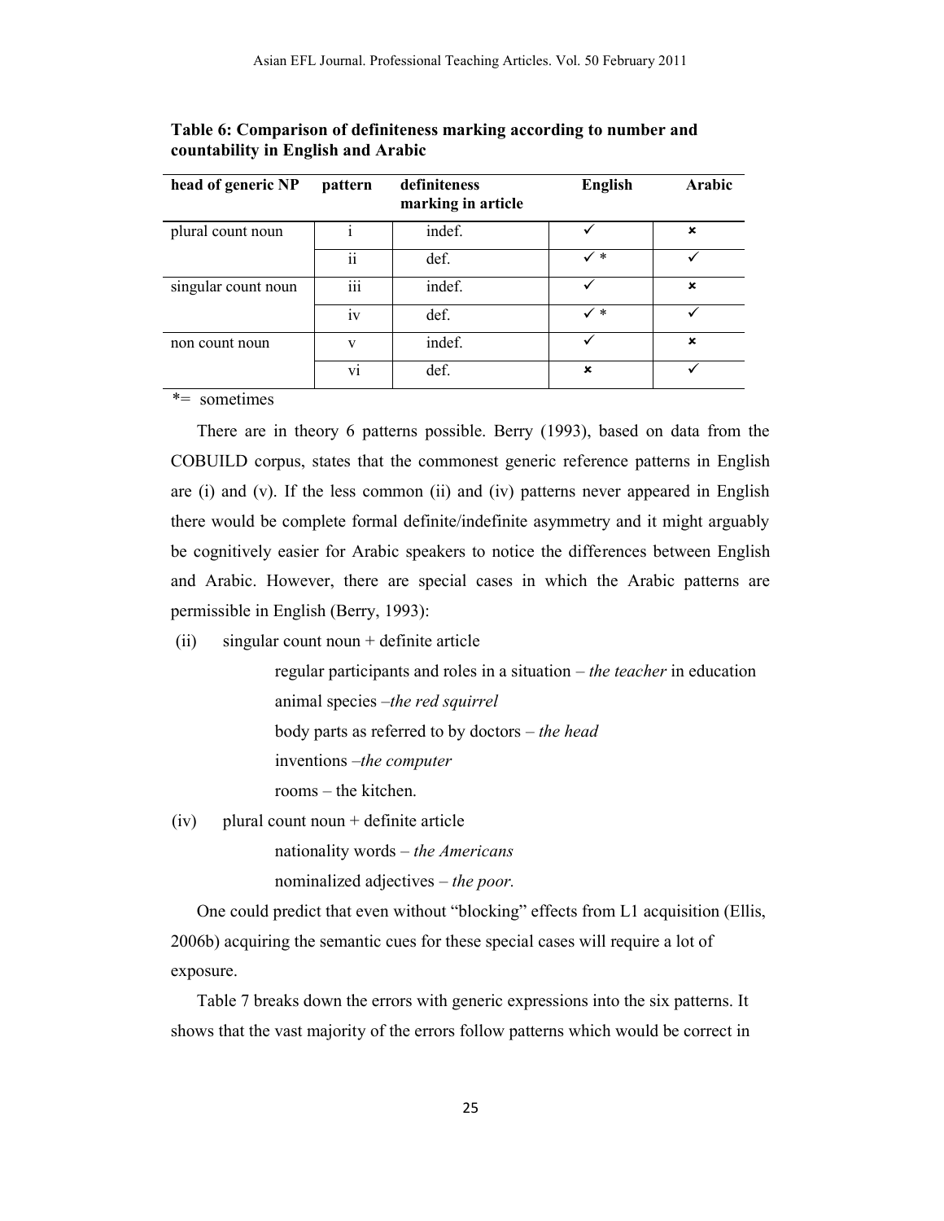**Table 6: Comparison of definiteness marking according to number and countability in English and Arabic**

| head of generic NP | pattern | definiteness marking in article | English | Arabic |
|---|---|---|---|---|
| plural count noun | i | indef. | ✓ | × |
| | ii | def. | ✓ * | ✓ |
| singular count noun | iii | indef. | ✓ | × |
| | iv | def. | ✓ * | ✓ |
| non count noun | v | indef. | ✓ | × |
| | vi | def. | × | ✓ |

*= sometimes

There are in theory 6 patterns possible. Berry (1993), based on data from the COBUILD corpus, states that the commonest generic reference patterns in English are (i) and (v). If the less common (ii) and (iv) patterns never appeared in English there would be complete formal definite/indefinite asymmetry and it might arguably be cognitively easier for Arabic speakers to notice the differences between English and Arabic. However, there are special cases in which the Arabic patterns are permissible in English (Berry, 1993):

(ii) singular count noun + definite article

regular participants and roles in a situation – *the teacher* in education

animal species –*the red squirrel*

body parts as referred to by doctors – *the head*

inventions –*the computer*

rooms – the kitchen.

(iv) plural count noun + definite article

nationality words – *the Americans*

nominalized adjectives – *the poor.*

One could predict that even without "blocking" effects from L1 acquisition (Ellis, 2006b) acquiring the semantic cues for these special cases will require a lot of exposure.

Table 7 breaks down the errors with generic expressions into the six patterns. It shows that the vast majority of the errors follow patterns which would be correct in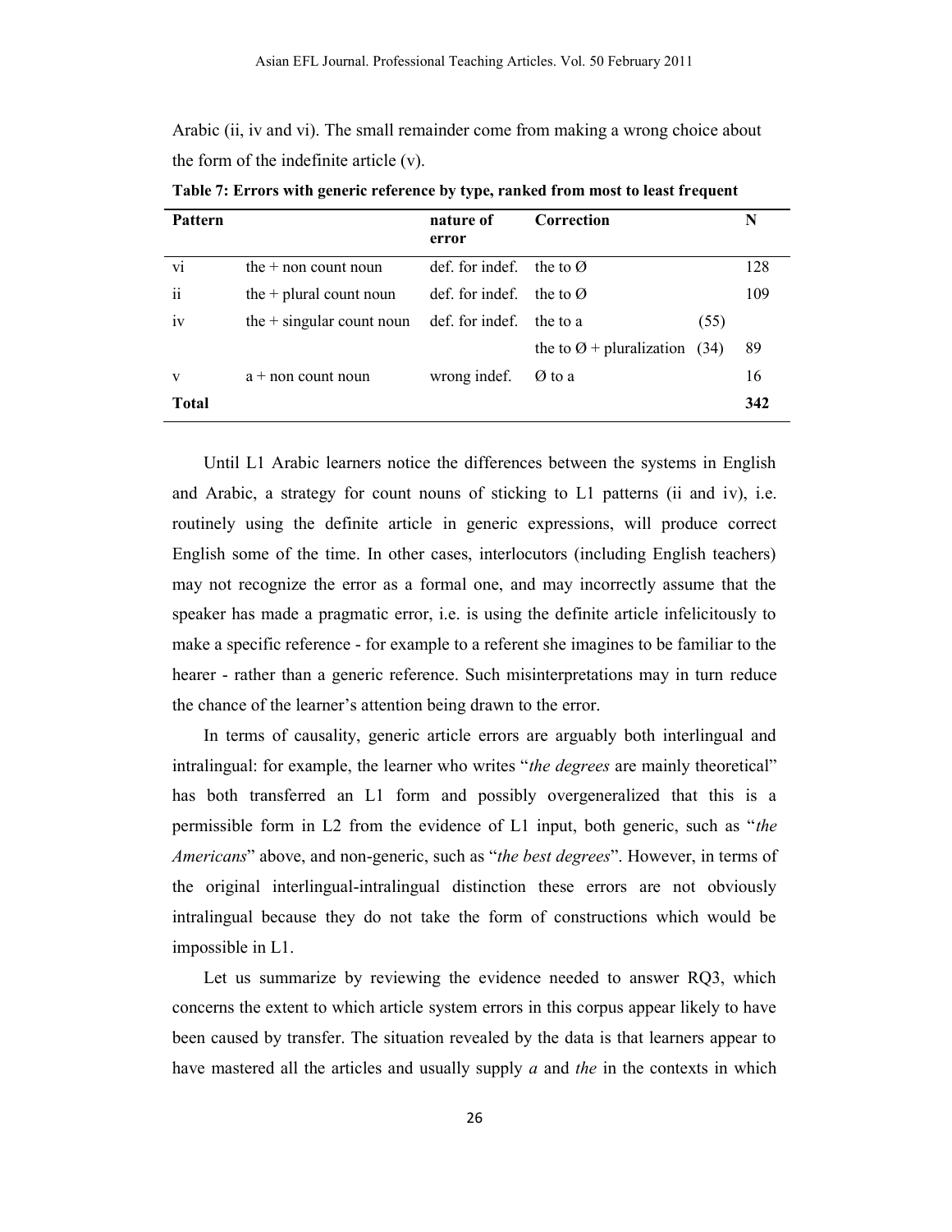Arabic (ii, iv and vi). The small remainder come from making a wrong choice about the form of the indefinite article (v).

**Table 7: Errors with generic reference by type, ranked from most to least frequent**

| Pattern | | nature of error | Correction | | N |
|---|---|---|---|---|---|
| vi | the + non count noun | def. for indef. | the to Ø | | 128 |
| ii | the + plural count noun | def. for indef. | the to Ø | | 109 |
| iv | the + singular count noun | def. for indef. | the to a | (55) | |
| | | | the to Ø + pluralization | (34) | 89 |
| v | a + non count noun | wrong indef. | Ø to a | | 16 |
| **Total** | | | | | **342** |

Until L1 Arabic learners notice the differences between the systems in English and Arabic, a strategy for count nouns of sticking to L1 patterns (ii and iv), i.e. routinely using the definite article in generic expressions, will produce correct English some of the time. In other cases, interlocutors (including English teachers) may not recognize the error as a formal one, and may incorrectly assume that the speaker has made a pragmatic error, i.e. is using the definite article infelicitously to make a specific reference - for example to a referent she imagines to be familiar to the hearer - rather than a generic reference. Such misinterpretations may in turn reduce the chance of the learner's attention being drawn to the error.

In terms of causality, generic article errors are arguably both interlingual and intralingual: for example, the learner who writes "*the degrees* are mainly theoretical" has both transferred an L1 form and possibly overgeneralized that this is a permissible form in L2 from the evidence of L1 input, both generic, such as "*the Americans*" above, and non-generic, such as "*the best degrees*". However, in terms of the original interlingual-intralingual distinction these errors are not obviously intralingual because they do not take the form of constructions which would be impossible in L1.

Let us summarize by reviewing the evidence needed to answer RQ3, which concerns the extent to which article system errors in this corpus appear likely to have been caused by transfer. The situation revealed by the data is that learners appear to have mastered all the articles and usually supply *a* and *the* in the contexts in which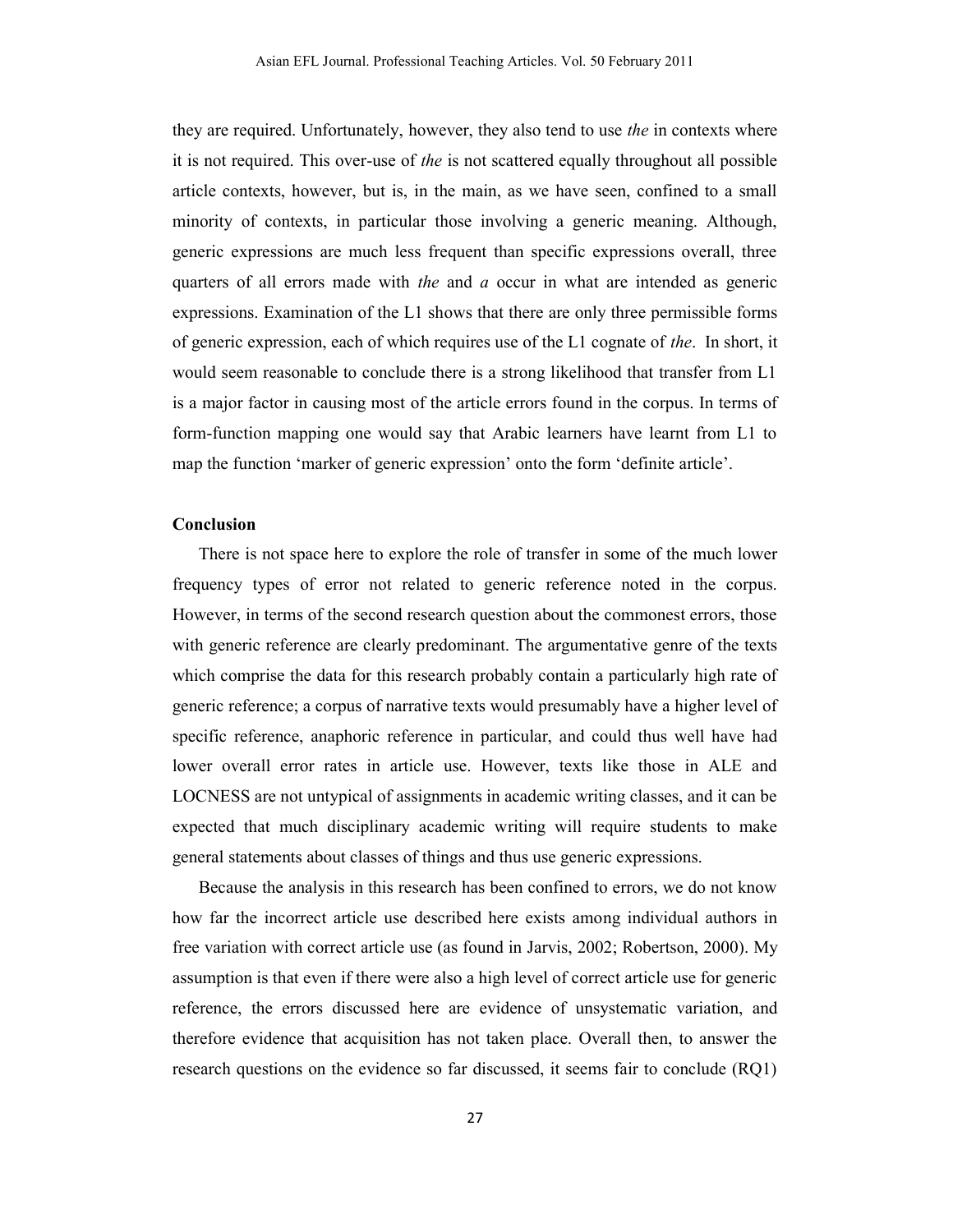they are required. Unfortunately, however, they also tend to use *the* in contexts where it is not required. This over-use of *the* is not scattered equally throughout all possible article contexts, however, but is, in the main, as we have seen, confined to a small minority of contexts, in particular those involving a generic meaning. Although, generic expressions are much less frequent than specific expressions overall, three quarters of all errors made with *the* and *a* occur in what are intended as generic expressions. Examination of the L1 shows that there are only three permissible forms of generic expression, each of which requires use of the L1 cognate of *the*. In short, it would seem reasonable to conclude there is a strong likelihood that transfer from L1 is a major factor in causing most of the article errors found in the corpus. In terms of form-function mapping one would say that Arabic learners have learnt from L1 to map the function 'marker of generic expression' onto the form 'definite article'.

## Conclusion

There is not space here to explore the role of transfer in some of the much lower frequency types of error not related to generic reference noted in the corpus. However, in terms of the second research question about the commonest errors, those with generic reference are clearly predominant. The argumentative genre of the texts which comprise the data for this research probably contain a particularly high rate of generic reference; a corpus of narrative texts would presumably have a higher level of specific reference, anaphoric reference in particular, and could thus well have had lower overall error rates in article use. However, texts like those in ALE and LOCNESS are not untypical of assignments in academic writing classes, and it can be expected that much disciplinary academic writing will require students to make general statements about classes of things and thus use generic expressions.

Because the analysis in this research has been confined to errors, we do not know how far the incorrect article use described here exists among individual authors in free variation with correct article use (as found in Jarvis, 2002; Robertson, 2000). My assumption is that even if there were also a high level of correct article use for generic reference, the errors discussed here are evidence of unsystematic variation, and therefore evidence that acquisition has not taken place. Overall then, to answer the research questions on the evidence so far discussed, it seems fair to conclude (RQ1)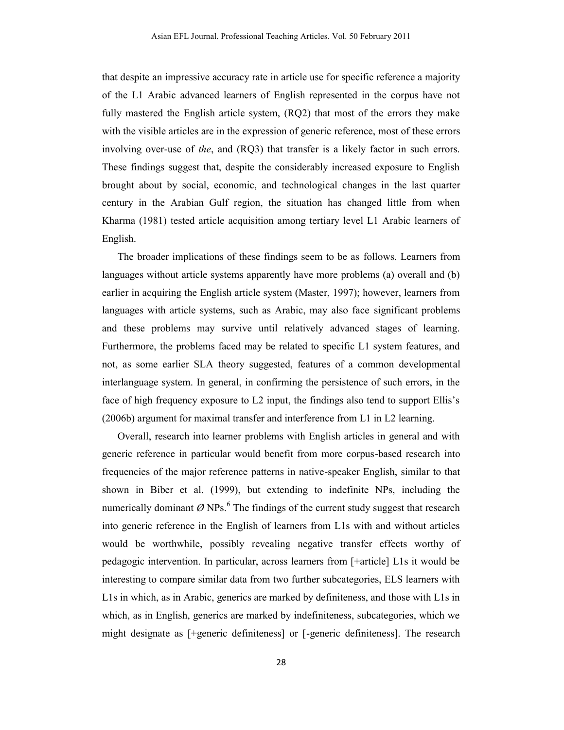that despite an impressive accuracy rate in article use for specific reference a majority of the L1 Arabic advanced learners of English represented in the corpus have not fully mastered the English article system, (RQ2) that most of the errors they make with the visible articles are in the expression of generic reference, most of these errors involving over-use of *the*, and (RQ3) that transfer is a likely factor in such errors. These findings suggest that, despite the considerably increased exposure to English brought about by social, economic, and technological changes in the last quarter century in the Arabian Gulf region, the situation has changed little from when Kharma (1981) tested article acquisition among tertiary level L1 Arabic learners of English.

The broader implications of these findings seem to be as follows. Learners from languages without article systems apparently have more problems (a) overall and (b) earlier in acquiring the English article system (Master, 1997); however, learners from languages with article systems, such as Arabic, may also face significant problems and these problems may survive until relatively advanced stages of learning. Furthermore, the problems faced may be related to specific L1 system features, and not, as some earlier SLA theory suggested, features of a common developmental interlanguage system. In general, in confirming the persistence of such errors, in the face of high frequency exposure to L2 input, the findings also tend to support Ellis's (2006b) argument for maximal transfer and interference from L1 in L2 learning.

Overall, research into learner problems with English articles in general and with generic reference in particular would benefit from more corpus-based research into frequencies of the major reference patterns in native-speaker English, similar to that shown in Biber et al. (1999), but extending to indefinite NPs, including the numerically dominant Ø NPs.[6] The findings of the current study suggest that research into generic reference in the English of learners from L1s with and without articles would be worthwhile, possibly revealing negative transfer effects worthy of pedagogic intervention. In particular, across learners from [+article] L1s it would be interesting to compare similar data from two further subcategories, ELS learners with L1s in which, as in Arabic, generics are marked by definiteness, and those with L1s in which, as in English, generics are marked by indefiniteness, subcategories, which we might designate as [+generic definiteness] or [-generic definiteness]. The research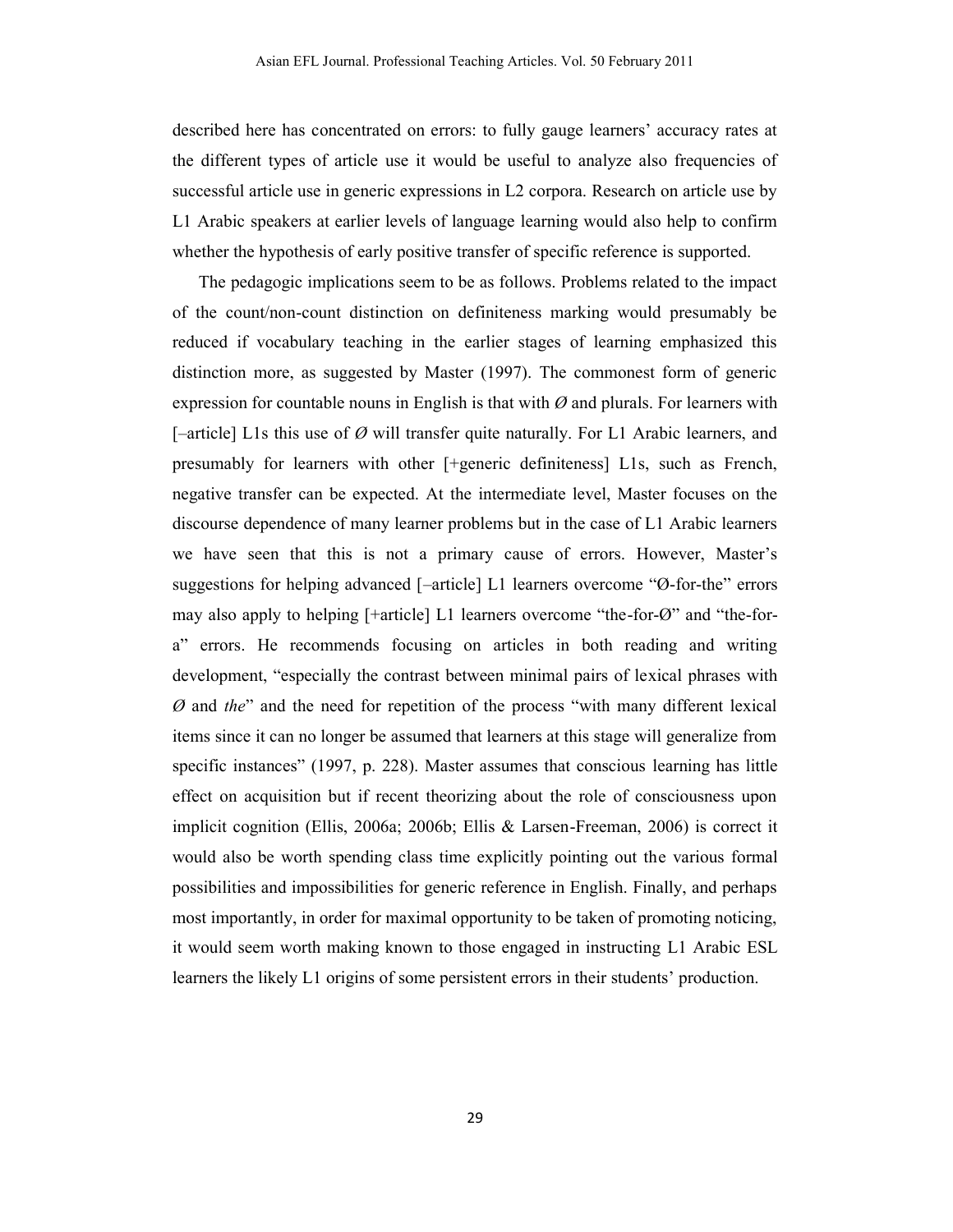described here has concentrated on errors: to fully gauge learners' accuracy rates at the different types of article use it would be useful to analyze also frequencies of successful article use in generic expressions in L2 corpora. Research on article use by L1 Arabic speakers at earlier levels of language learning would also help to confirm whether the hypothesis of early positive transfer of specific reference is supported.

The pedagogic implications seem to be as follows. Problems related to the impact of the count/non-count distinction on definiteness marking would presumably be reduced if vocabulary teaching in the earlier stages of learning emphasized this distinction more, as suggested by Master (1997). The commonest form of generic expression for countable nouns in English is that with *Ø* and plurals. For learners with [–article] L1s this use of *Ø* will transfer quite naturally. For L1 Arabic learners, and presumably for learners with other [+generic definiteness] L1s, such as French, negative transfer can be expected. At the intermediate level, Master focuses on the discourse dependence of many learner problems but in the case of L1 Arabic learners we have seen that this is not a primary cause of errors. However, Master's suggestions for helping advanced [–article] L1 learners overcome "Ø-for-the" errors may also apply to helping [+article] L1 learners overcome "the-for-Ø" and "the-for-a" errors. He recommends focusing on articles in both reading and writing development, "especially the contrast between minimal pairs of lexical phrases with *Ø* and *the*" and the need for repetition of the process "with many different lexical items since it can no longer be assumed that learners at this stage will generalize from specific instances" (1997, p. 228). Master assumes that conscious learning has little effect on acquisition but if recent theorizing about the role of consciousness upon implicit cognition (Ellis, 2006a; 2006b; Ellis & Larsen-Freeman, 2006) is correct it would also be worth spending class time explicitly pointing out the various formal possibilities and impossibilities for generic reference in English. Finally, and perhaps most importantly, in order for maximal opportunity to be taken of promoting noticing, it would seem worth making known to those engaged in instructing L1 Arabic ESL learners the likely L1 origins of some persistent errors in their students' production.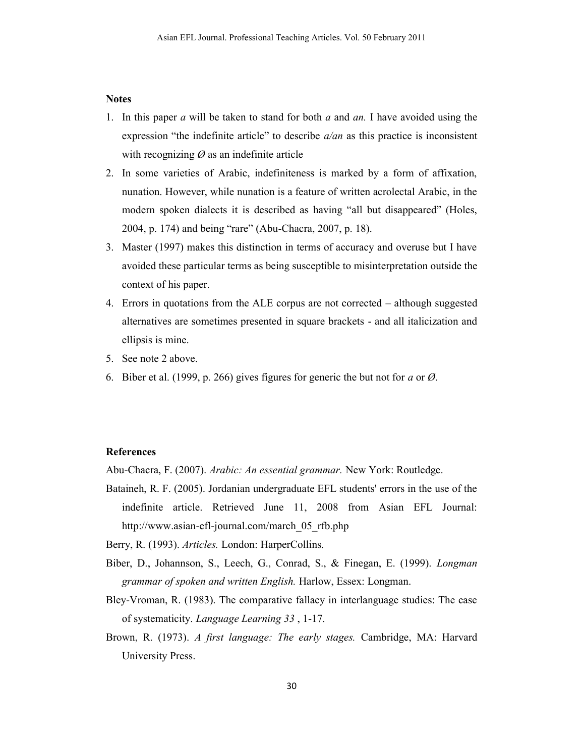**Notes**

1. In this paper *a* will be taken to stand for both *a* and *an.* I have avoided using the expression "the indefinite article" to describe *a/an* as this practice is inconsistent with recognizing *Ø* as an indefinite article
2. In some varieties of Arabic, indefiniteness is marked by a form of affixation, nunation. However, while nunation is a feature of written acrolectal Arabic, in the modern spoken dialects it is described as having "all but disappeared" (Holes, 2004, p. 174) and being "rare" (Abu-Chacra, 2007, p. 18).
3. Master (1997) makes this distinction in terms of accuracy and overuse but I have avoided these particular terms as being susceptible to misinterpretation outside the context of his paper.
4. Errors in quotations from the ALE corpus are not corrected – although suggested alternatives are sometimes presented in square brackets - and all italicization and ellipsis is mine.
5. See note 2 above.
6. Biber et al. (1999, p. 266) gives figures for generic the but not for *a* or *Ø*.

**References**

Abu-Chacra, F. (2007). *Arabic: An essential grammar.* New York: Routledge.

Bataineh, R. F. (2005). Jordanian undergraduate EFL students' errors in the use of the indefinite article. Retrieved June 11, 2008 from Asian EFL Journal: http://www.asian-efl-journal.com/march_05_rfb.php

Berry, R. (1993). *Articles.* London: HarperCollins.

Biber, D., Johannson, S., Leech, G., Conrad, S., & Finegan, E. (1999). *Longman grammar of spoken and written English.* Harlow, Essex: Longman.

Bley-Vroman, R. (1983). The comparative fallacy in interlanguage studies: The case of systematicity. *Language Learning 33* , 1-17.

Brown, R. (1973). *A first language: The early stages.* Cambridge, MA: Harvard University Press.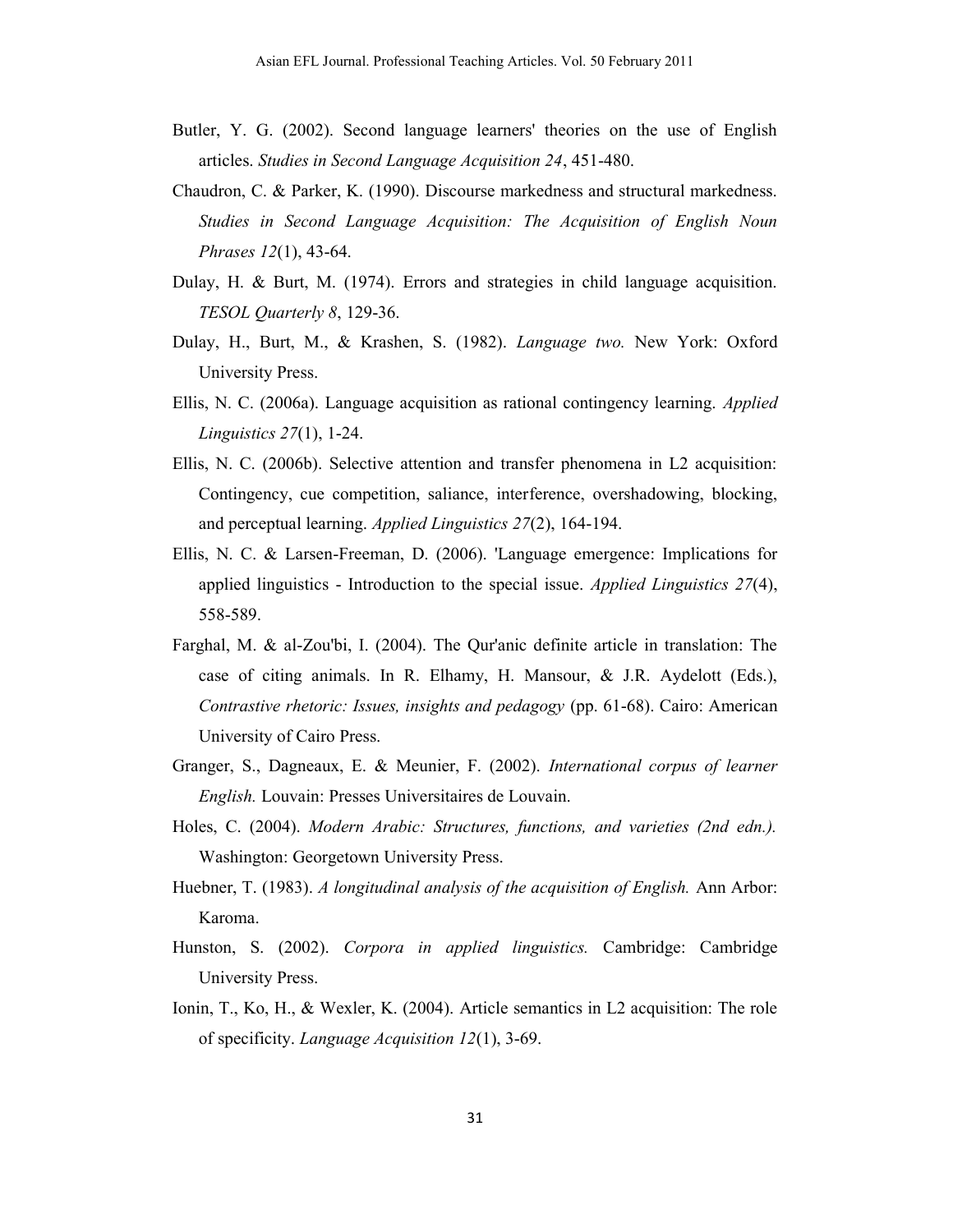Butler, Y. G. (2002). Second language learners' theories on the use of English articles. *Studies in Second Language Acquisition 24*, 451-480.

Chaudron, C. & Parker, K. (1990). Discourse markedness and structural markedness. *Studies in Second Language Acquisition: The Acquisition of English Noun Phrases 12*(1), 43-64.

Dulay, H. & Burt, M. (1974). Errors and strategies in child language acquisition. *TESOL Quarterly 8*, 129-36.

Dulay, H., Burt, M., & Krashen, S. (1982). *Language two.* New York: Oxford University Press.

Ellis, N. C. (2006a). Language acquisition as rational contingency learning. *Applied Linguistics 27*(1), 1-24.

Ellis, N. C. (2006b). Selective attention and transfer phenomena in L2 acquisition: Contingency, cue competition, saliance, interference, overshadowing, blocking, and perceptual learning. *Applied Linguistics 27*(2), 164-194.

Ellis, N. C. & Larsen-Freeman, D. (2006). 'Language emergence: Implications for applied linguistics - Introduction to the special issue. *Applied Linguistics 27*(4), 558-589.

Farghal, M. & al-Zou'bi, I. (2004). The Qur'anic definite article in translation: The case of citing animals. In R. Elhamy, H. Mansour, & J.R. Aydelott (Eds.), *Contrastive rhetoric: Issues, insights and pedagogy* (pp. 61-68). Cairo: American University of Cairo Press.

Granger, S., Dagneaux, E. & Meunier, F. (2002). *International corpus of learner English.* Louvain: Presses Universitaires de Louvain.

Holes, C. (2004). *Modern Arabic: Structures, functions, and varieties (2nd edn.).* Washington: Georgetown University Press.

Huebner, T. (1983). *A longitudinal analysis of the acquisition of English.* Ann Arbor: Karoma.

Hunston, S. (2002). *Corpora in applied linguistics.* Cambridge: Cambridge University Press.

Ionin, T., Ko, H., & Wexler, K. (2004). Article semantics in L2 acquisition: The role of specificity. *Language Acquisition 12*(1), 3-69.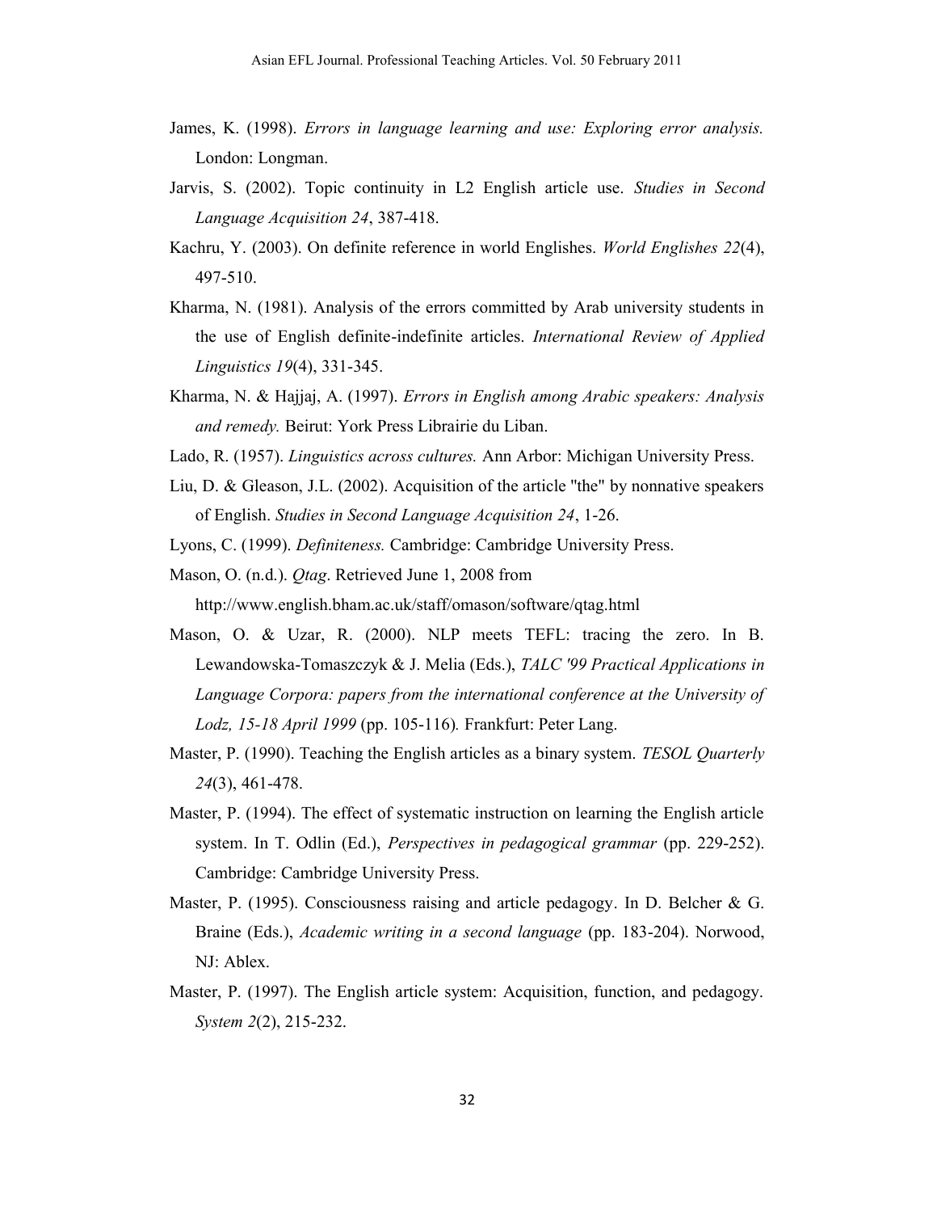James, K. (1998). *Errors in language learning and use: Exploring error analysis.* London: Longman.

Jarvis, S. (2002). Topic continuity in L2 English article use. *Studies in Second Language Acquisition 24*, 387-418.

Kachru, Y. (2003). On definite reference in world Englishes. *World Englishes 22*(4), 497-510.

Kharma, N. (1981). Analysis of the errors committed by Arab university students in the use of English definite-indefinite articles. *International Review of Applied Linguistics 19*(4), 331-345.

Kharma, N. & Hajjaj, A. (1997). *Errors in English among Arabic speakers: Analysis and remedy.* Beirut: York Press Librairie du Liban.

Lado, R. (1957). *Linguistics across cultures.* Ann Arbor: Michigan University Press.

Liu, D. & Gleason, J.L. (2002). Acquisition of the article "the" by nonnative speakers of English. *Studies in Second Language Acquisition 24*, 1-26.

Lyons, C. (1999). *Definiteness.* Cambridge: Cambridge University Press.

Mason, O. (n.d.). *Qtag*. Retrieved June 1, 2008 from http://www.english.bham.ac.uk/staff/omason/software/qtag.html

Mason, O. & Uzar, R. (2000). NLP meets TEFL: tracing the zero. In B. Lewandowska-Tomaszczyk & J. Melia (Eds.), *TALC '99 Practical Applications in Language Corpora: papers from the international conference at the University of Lodz, 15-18 April 1999* (pp. 105-116)*.* Frankfurt: Peter Lang.

Master, P. (1990). Teaching the English articles as a binary system. *TESOL Quarterly 24*(3), 461-478.

Master, P. (1994). The effect of systematic instruction on learning the English article system. In T. Odlin (Ed.), *Perspectives in pedagogical grammar* (pp. 229-252). Cambridge: Cambridge University Press.

Master, P. (1995). Consciousness raising and article pedagogy. In D. Belcher & G. Braine (Eds.), *Academic writing in a second language* (pp. 183-204). Norwood, NJ: Ablex.

Master, P. (1997). The English article system: Acquisition, function, and pedagogy. *System 2*(2), 215-232.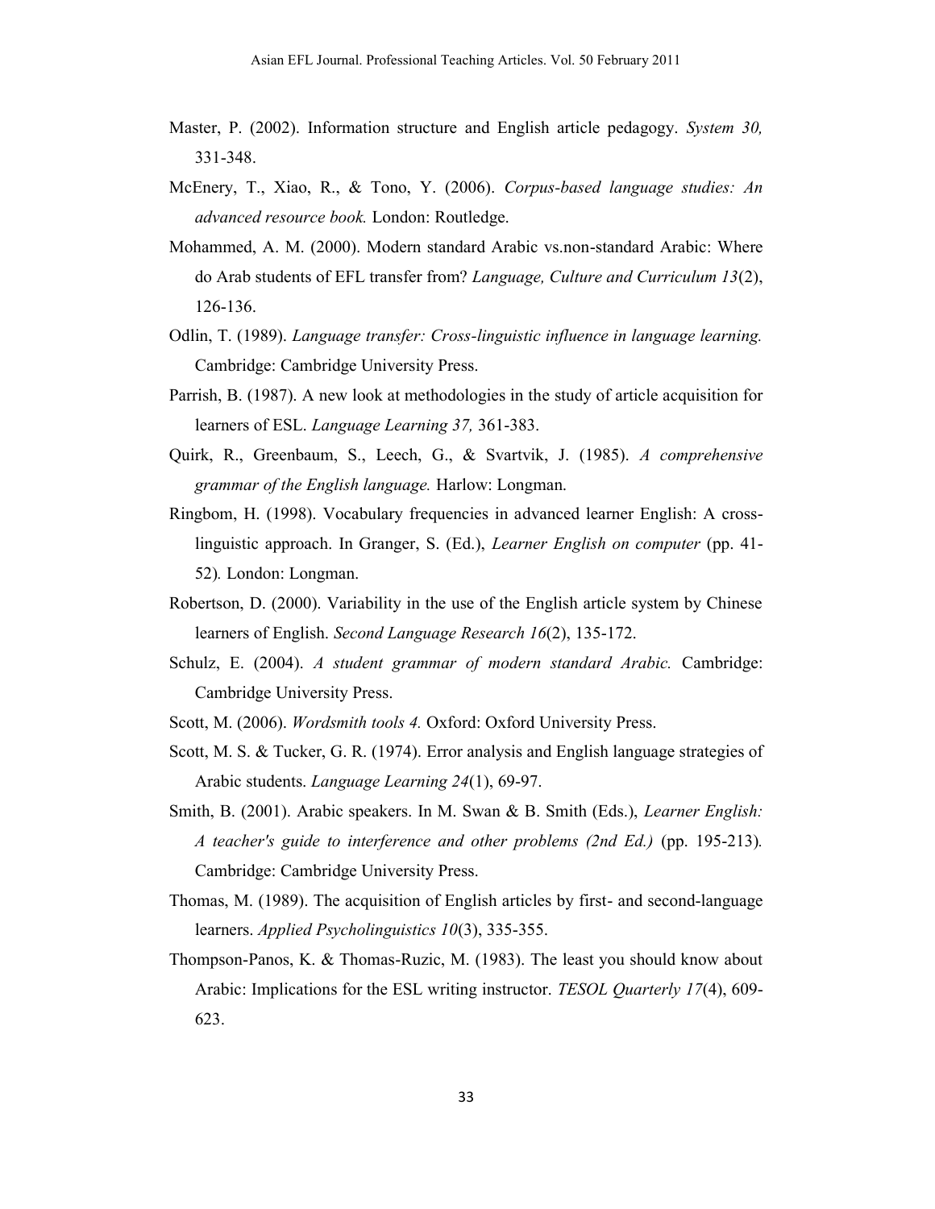Master, P. (2002). Information structure and English article pedagogy. *System 30,* 331-348.

McEnery, T., Xiao, R., & Tono, Y. (2006). *Corpus-based language studies: An advanced resource book.* London: Routledge.

Mohammed, A. M. (2000). Modern standard Arabic vs.non-standard Arabic: Where do Arab students of EFL transfer from? *Language, Culture and Curriculum 13*(2), 126-136.

Odlin, T. (1989). *Language transfer: Cross-linguistic influence in language learning.* Cambridge: Cambridge University Press.

Parrish, B. (1987). A new look at methodologies in the study of article acquisition for learners of ESL. *Language Learning 37,* 361-383.

Quirk, R., Greenbaum, S., Leech, G., & Svartvik, J. (1985). *A comprehensive grammar of the English language.* Harlow: Longman.

Ringbom, H. (1998). Vocabulary frequencies in advanced learner English: A cross-linguistic approach. In Granger, S. (Ed.), *Learner English on computer* (pp. 41-52)*.* London: Longman.

Robertson, D. (2000). Variability in the use of the English article system by Chinese learners of English. *Second Language Research 16*(2), 135-172.

Schulz, E. (2004). *A student grammar of modern standard Arabic.* Cambridge: Cambridge University Press.

Scott, M. (2006). *Wordsmith tools 4.* Oxford: Oxford University Press.

Scott, M. S. & Tucker, G. R. (1974). Error analysis and English language strategies of Arabic students. *Language Learning 24*(1), 69-97.

Smith, B. (2001). Arabic speakers. In M. Swan & B. Smith (Eds.), *Learner English: A teacher's guide to interference and other problems (2nd Ed.)* (pp. 195-213)*.* Cambridge: Cambridge University Press.

Thomas, M. (1989). The acquisition of English articles by first- and second-language learners. *Applied Psycholinguistics 10*(3), 335-355.

Thompson-Panos, K. & Thomas-Ruzic, M. (1983). The least you should know about Arabic: Implications for the ESL writing instructor. *TESOL Quarterly 17*(4), 609-623.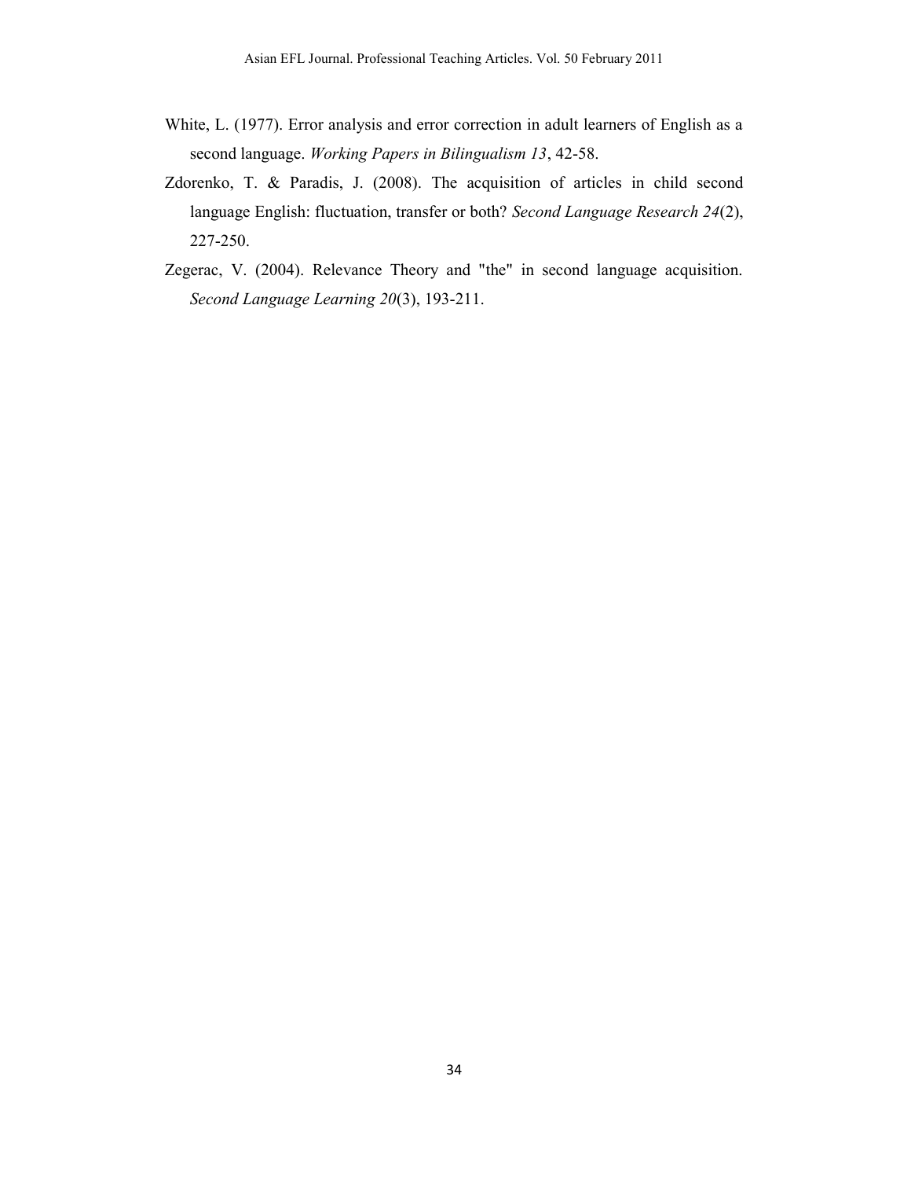White, L. (1977). Error analysis and error correction in adult learners of English as a second language. *Working Papers in Bilingualism 13*, 42-58.

Zdorenko, T. & Paradis, J. (2008). The acquisition of articles in child second language English: fluctuation, transfer or both? *Second Language Research 24*(2), 227-250.

Zegerac, V. (2004). Relevance Theory and "the" in second language acquisition. *Second Language Learning 20*(3), 193-211.